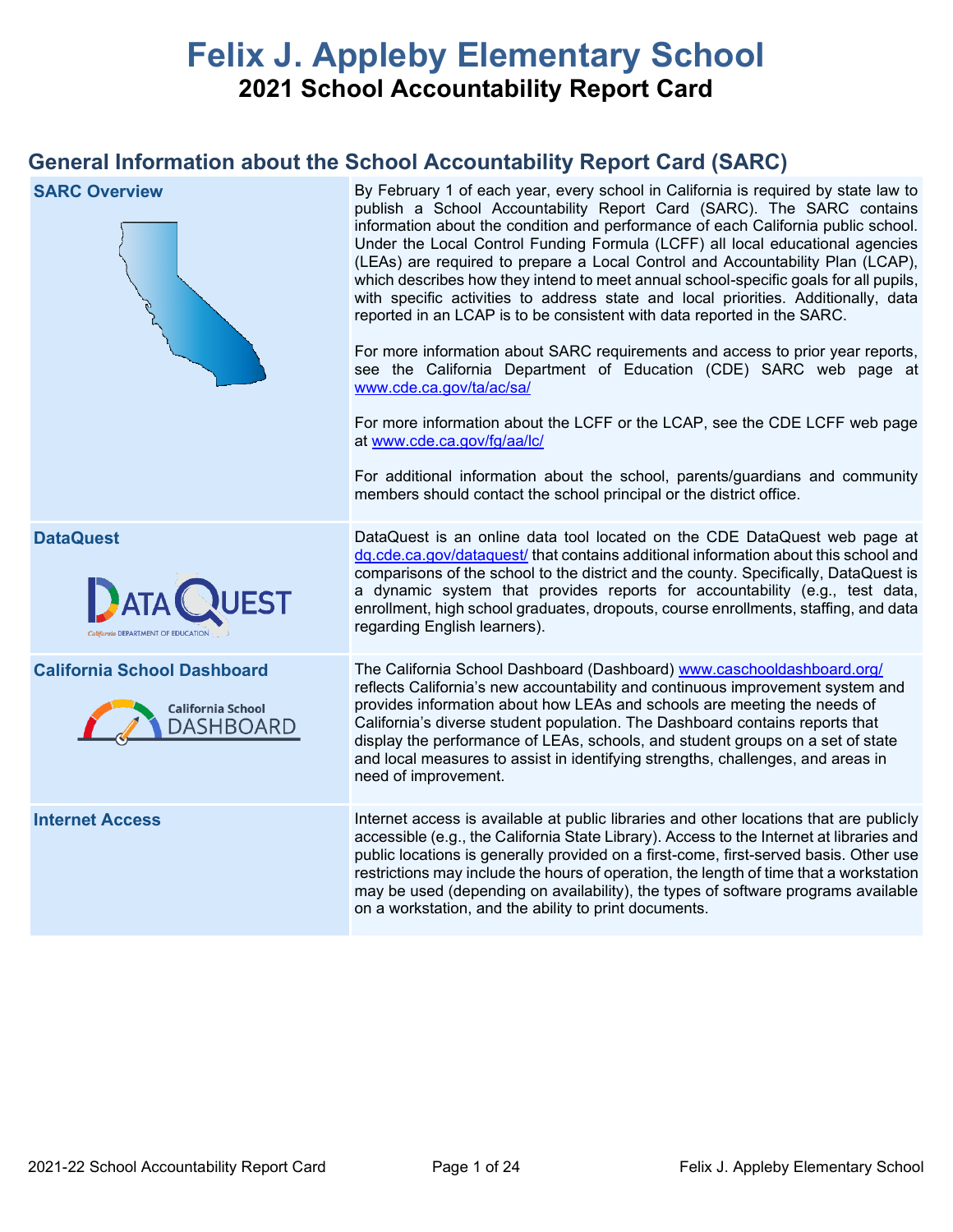# Felix J. Appleby Elementary School

## 2021 School Accountability Report Card

## General Information about the School Accountability Report Card (SARC)

| SARC Overview | |
|---|---|
| **SARC Overview** | By February 1 of each year, every school in California is required by state law to publish a School Accountability Report Card (SARC). The SARC contains information about the condition and performance of each California public school. Under the Local Control Funding Formula (LCFF) all local educational agencies (LEAs) are required to prepare a Local Control and Accountability Plan (LCAP), which describes how they intend to meet annual school-specific goals for all pupils, with specific activities to address state and local priorities. Additionally, data reported in an LCAP is to be consistent with data reported in the SARC. For more information about SARC requirements and access to prior year reports, see the California Department of Education (CDE) SARC web page at www.cde.ca.gov/ta/ac/sa/ For more information about the LCFF or the LCAP, see the CDE LCFF web page at www.cde.ca.gov/fg/aa/lc/ For additional information about the school, parents/guardians and community members should contact the school principal or the district office. |
| **DataQuest** | DataQuest is an online data tool located on the CDE DataQuest web page at dq.cde.ca.gov/dataquest/ that contains additional information about this school and comparisons of the school to the district and the county. Specifically, DataQuest is a dynamic system that provides reports for accountability (e.g., test data, enrollment, high school graduates, dropouts, course enrollments, staffing, and data regarding English learners). |
| **California School Dashboard** | The California School Dashboard (Dashboard) www.caschooldashboard.org/ reflects California's new accountability and continuous improvement system and provides information about how LEAs and schools are meeting the needs of California's diverse student population. The Dashboard contains reports that display the performance of LEAs, schools, and student groups on a set of state and local measures to assist in identifying strengths, challenges, and areas in need of improvement. |
| **Internet Access** | Internet access is available at public libraries and other locations that are publicly accessible (e.g., the California State Library). Access to the Internet at libraries and public locations is generally provided on a first-come, first-served basis. Other use restrictions may include the hours of operation, the length of time that a workstation may be used (depending on availability), the types of software programs available on a workstation, and the ability to print documents. |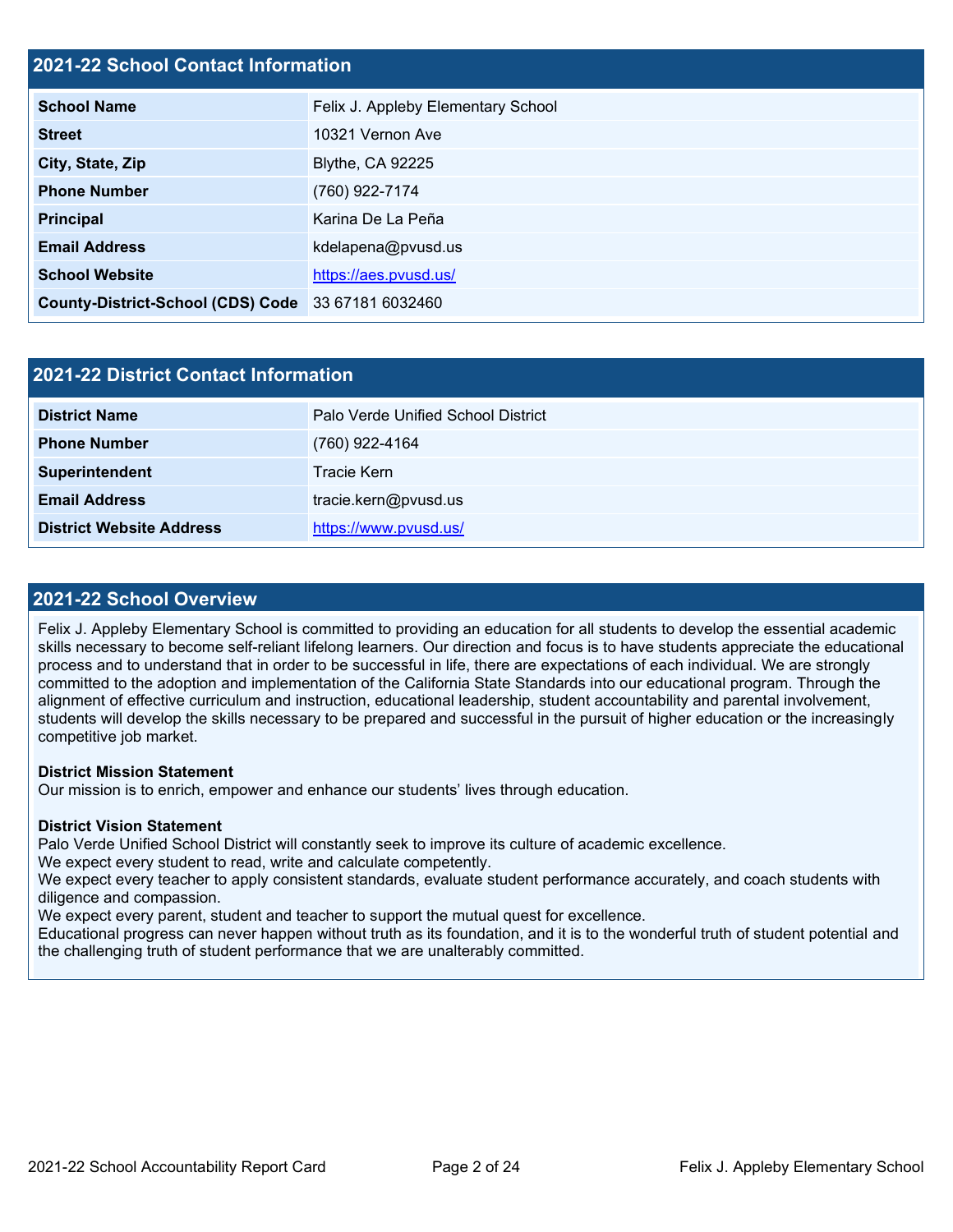## 2021-22 School Contact Information

| | |
|---|---|
| **School Name** | Felix J. Appleby Elementary School |
| **Street** | 10321 Vernon Ave |
| **City, State, Zip** | Blythe, CA 92225 |
| **Phone Number** | (760) 922-7174 |
| **Principal** | Karina De La Peña |
| **Email Address** | kdelapena@pvusd.us |
| **School Website** | https://aes.pvusd.us/ |
| **County-District-School (CDS) Code** | 33 67181 6032460 |

## 2021-22 District Contact Information

| | |
|---|---|
| **District Name** | Palo Verde Unified School District |
| **Phone Number** | (760) 922-4164 |
| **Superintendent** | Tracie Kern |
| **Email Address** | tracie.kern@pvusd.us |
| **District Website Address** | https://www.pvusd.us/ |

## 2021-22 School Overview

Felix J. Appleby Elementary School is committed to providing an education for all students to develop the essential academic skills necessary to become self-reliant lifelong learners. Our direction and focus is to have students appreciate the educational process and to understand that in order to be successful in life, there are expectations of each individual. We are strongly committed to the adoption and implementation of the California State Standards into our educational program. Through the alignment of effective curriculum and instruction, educational leadership, student accountability and parental involvement, students will develop the skills necessary to be prepared and successful in the pursuit of higher education or the increasingly competitive job market.

**District Mission Statement**
Our mission is to enrich, empower and enhance our students' lives through education.

**District Vision Statement**
Palo Verde Unified School District will constantly seek to improve its culture of academic excellence.
We expect every student to read, write and calculate competently.
We expect every teacher to apply consistent standards, evaluate student performance accurately, and coach students with diligence and compassion.
We expect every parent, student and teacher to support the mutual quest for excellence.
Educational progress can never happen without truth as its foundation, and it is to the wonderful truth of student potential and the challenging truth of student performance that we are unalterably committed.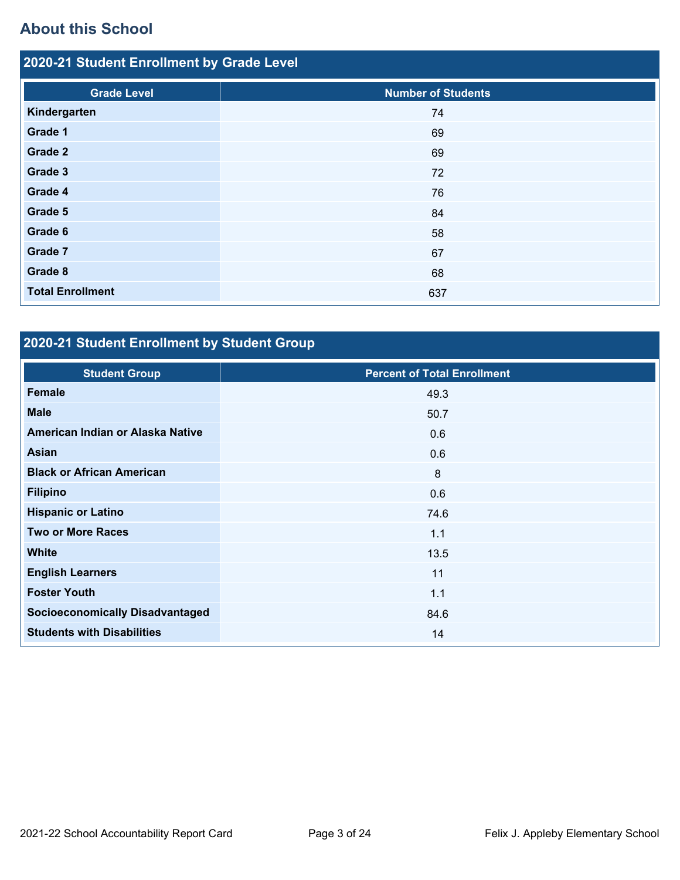## About this School

### 2020-21 Student Enrollment by Grade Level

| Grade Level | Number of Students |
|---|---|
| Kindergarten | 74 |
| Grade 1 | 69 |
| Grade 2 | 69 |
| Grade 3 | 72 |
| Grade 4 | 76 |
| Grade 5 | 84 |
| Grade 6 | 58 |
| Grade 7 | 67 |
| Grade 8 | 68 |
| Total Enrollment | 637 |

### 2020-21 Student Enrollment by Student Group

| Student Group | Percent of Total Enrollment |
|---|---|
| Female | 49.3 |
| Male | 50.7 |
| American Indian or Alaska Native | 0.6 |
| Asian | 0.6 |
| Black or African American | 8 |
| Filipino | 0.6 |
| Hispanic or Latino | 74.6 |
| Two or More Races | 1.1 |
| White | 13.5 |
| English Learners | 11 |
| Foster Youth | 1.1 |
| Socioeconomically Disadvantaged | 84.6 |
| Students with Disabilities | 14 |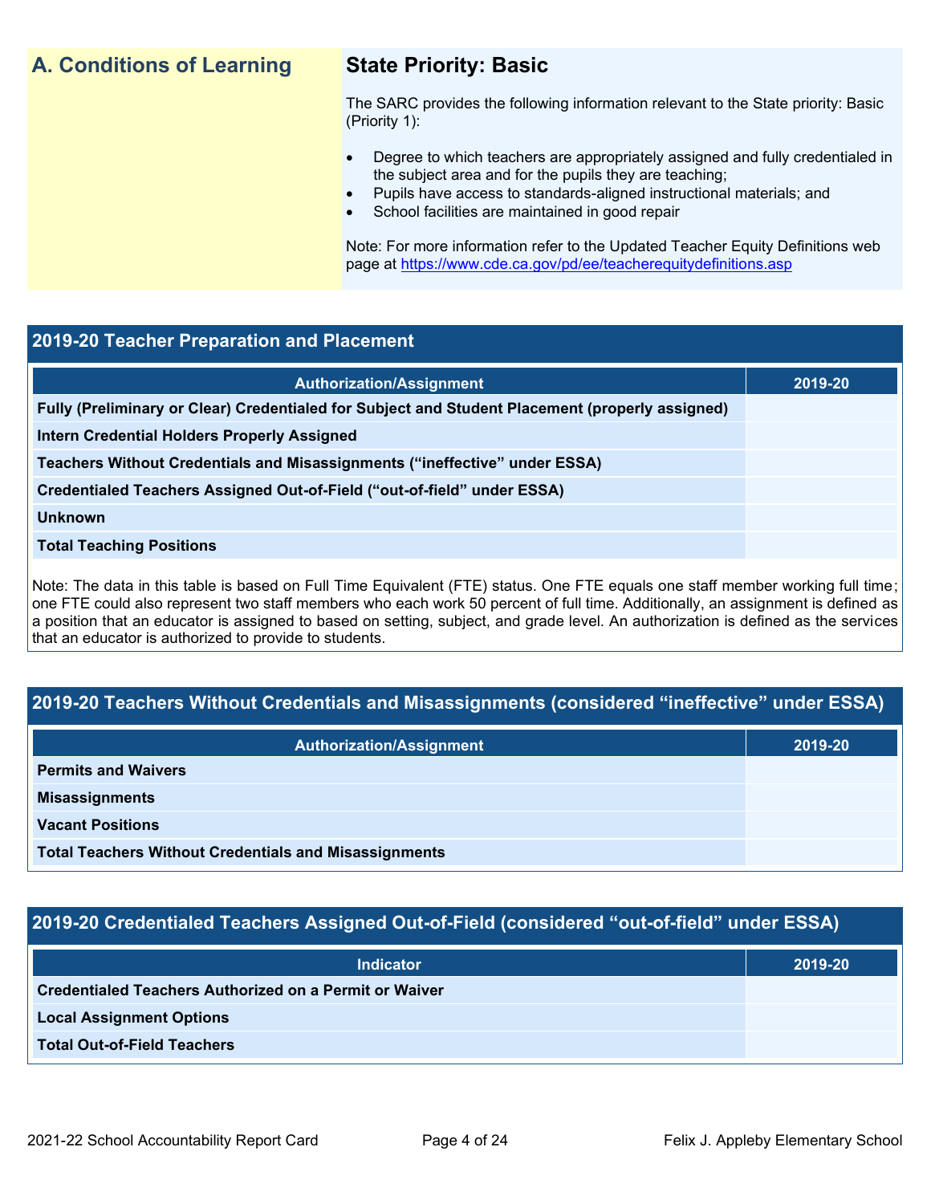## A. Conditions of Learning

### State Priority: Basic

The SARC provides the following information relevant to the State priority: Basic (Priority 1):

- Degree to which teachers are appropriately assigned and fully credentialed in the subject area and for the pupils they are teaching;
- Pupils have access to standards-aligned instructional materials; and
- School facilities are maintained in good repair

Note: For more information refer to the Updated Teacher Equity Definitions web page at https://www.cde.ca.gov/pd/ee/teacherequitydefinitions.asp

### 2019-20 Teacher Preparation and Placement

| Authorization/Assignment | 2019-20 |
|---|---|
| Fully (Preliminary or Clear) Credentialed for Subject and Student Placement (properly assigned) | |
| Intern Credential Holders Properly Assigned | |
| Teachers Without Credentials and Misassignments ("ineffective" under ESSA) | |
| Credentialed Teachers Assigned Out-of-Field ("out-of-field" under ESSA) | |
| Unknown | |
| Total Teaching Positions | |

Note: The data in this table is based on Full Time Equivalent (FTE) status. One FTE equals one staff member working full time; one FTE could also represent two staff members who each work 50 percent of full time. Additionally, an assignment is defined as a position that an educator is assigned to based on setting, subject, and grade level. An authorization is defined as the services that an educator is authorized to provide to students.

### 2019-20 Teachers Without Credentials and Misassignments (considered "ineffective" under ESSA)

| Authorization/Assignment | 2019-20 |
|---|---|
| Permits and Waivers | |
| Misassignments | |
| Vacant Positions | |
| Total Teachers Without Credentials and Misassignments | |

### 2019-20 Credentialed Teachers Assigned Out-of-Field (considered "out-of-field" under ESSA)

| Indicator | 2019-20 |
|---|---|
| Credentialed Teachers Authorized on a Permit or Waiver | |
| Local Assignment Options | |
| Total Out-of-Field Teachers | |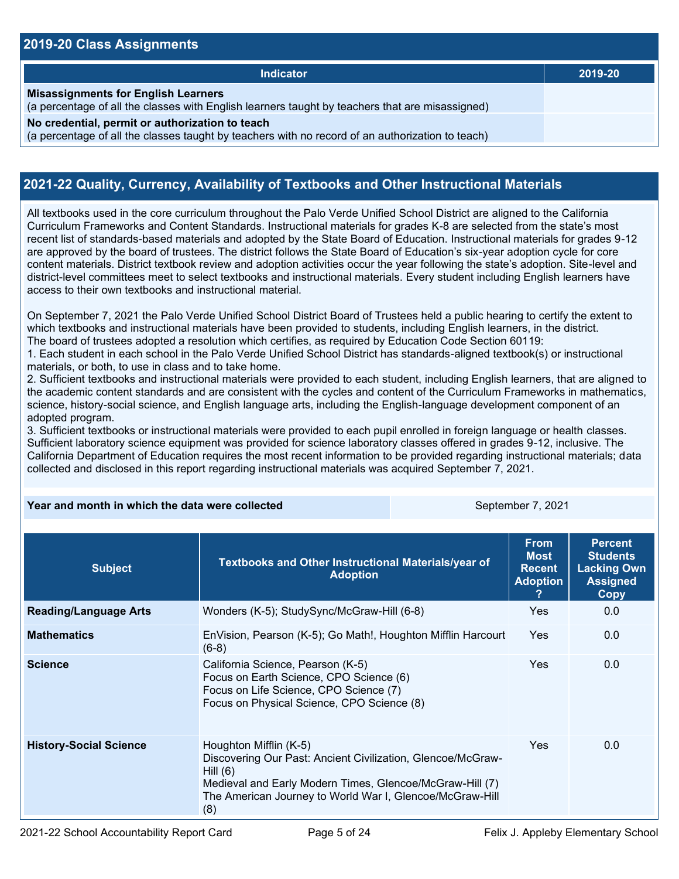## 2019-20 Class Assignments

| Indicator | 2019-20 |
|---|---|
| **Misassignments for English Learners**<br>(a percentage of all the classes with English learners taught by teachers that are misassigned) | |
| **No credential, permit or authorization to teach**<br>(a percentage of all the classes taught by teachers with no record of an authorization to teach) | |

## 2021-22 Quality, Currency, Availability of Textbooks and Other Instructional Materials

All textbooks used in the core curriculum throughout the Palo Verde Unified School District are aligned to the California Curriculum Frameworks and Content Standards. Instructional materials for grades K-8 are selected from the state's most recent list of standards-based materials and adopted by the State Board of Education. Instructional materials for grades 9-12 are approved by the board of trustees. The district follows the State Board of Education's six-year adoption cycle for core content materials. District textbook review and adoption activities occur the year following the state's adoption. Site-level and district-level committees meet to select textbooks and instructional materials. Every student including English learners have access to their own textbooks and instructional material.

On September 7, 2021 the Palo Verde Unified School District Board of Trustees held a public hearing to certify the extent to which textbooks and instructional materials have been provided to students, including English learners, in the district. The board of trustees adopted a resolution which certifies, as required by Education Code Section 60119:
1. Each student in each school in the Palo Verde Unified School District has standards-aligned textbook(s) or instructional materials, or both, to use in class and to take home.
2. Sufficient textbooks and instructional materials were provided to each student, including English learners, that are aligned to the academic content standards and are consistent with the cycles and content of the Curriculum Frameworks in mathematics, science, history-social science, and English language arts, including the English-language development component of an adopted program.
3. Sufficient textbooks or instructional materials were provided to each pupil enrolled in foreign language or health classes. Sufficient laboratory science equipment was provided for science laboratory classes offered in grades 9-12, inclusive. The California Department of Education requires the most recent information to be provided regarding instructional materials; data collected and disclosed in this report regarding instructional materials was acquired September 7, 2021.

| Year and month in which the data were collected | September 7, 2021 |
|---|---|

| Subject | Textbooks and Other Instructional Materials/year of Adoption | From Most Recent Adoption ? | Percent Students Lacking Own Assigned Copy |
|---|---|---|---|
| **Reading/Language Arts** | Wonders (K-5); StudySync/McGraw-Hill (6-8) | Yes | 0.0 |
| **Mathematics** | EnVision, Pearson (K-5); Go Math!, Houghton Mifflin Harcourt (6-8) | Yes | 0.0 |
| **Science** | California Science, Pearson (K-5)<br>Focus on Earth Science, CPO Science (6)<br>Focus on Life Science, CPO Science (7)<br>Focus on Physical Science, CPO Science (8) | Yes | 0.0 |
| **History-Social Science** | Houghton Mifflin (K-5)<br>Discovering Our Past: Ancient Civilization, Glencoe/McGraw-Hill (6)<br>Medieval and Early Modern Times, Glencoe/McGraw-Hill (7)<br>The American Journey to World War I, Glencoe/McGraw-Hill (8) | Yes | 0.0 |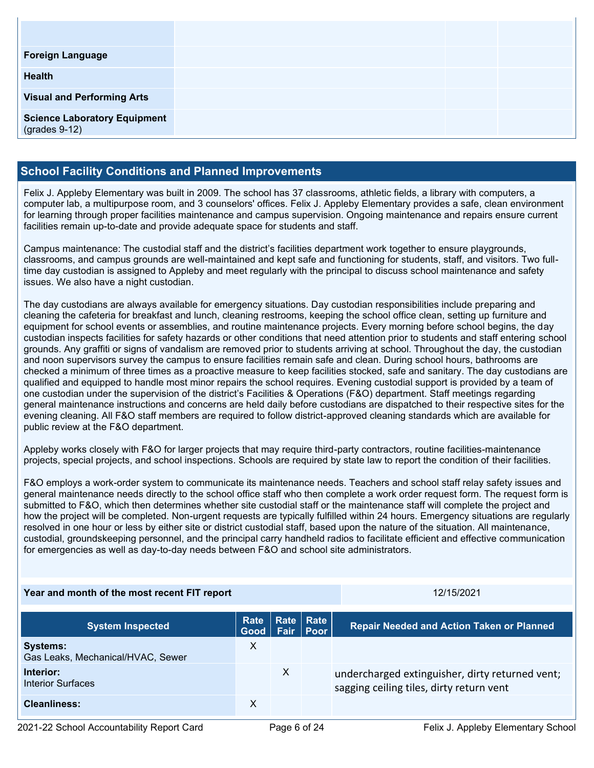| | | | |
|---|---|---|---|
| | | | |
| **Foreign Language** | | | |
| **Health** | | | |
| **Visual and Performing Arts** | | | |
| **Science Laboratory Equipment** (grades 9-12) | | | |

## School Facility Conditions and Planned Improvements

Felix J. Appleby Elementary was built in 2009. The school has 37 classrooms, athletic fields, a library with computers, a computer lab, a multipurpose room, and 3 counselors' offices. Felix J. Appleby Elementary provides a safe, clean environment for learning through proper facilities maintenance and campus supervision. Ongoing maintenance and repairs ensure current facilities remain up-to-date and provide adequate space for students and staff.

Campus maintenance: The custodial staff and the district's facilities department work together to ensure playgrounds, classrooms, and campus grounds are well-maintained and kept safe and functioning for students, staff, and visitors. Two full-time day custodian is assigned to Appleby and meet regularly with the principal to discuss school maintenance and safety issues. We also have a night custodian.

The day custodians are always available for emergency situations. Day custodian responsibilities include preparing and cleaning the cafeteria for breakfast and lunch, cleaning restrooms, keeping the school office clean, setting up furniture and equipment for school events or assemblies, and routine maintenance projects. Every morning before school begins, the day custodian inspects facilities for safety hazards or other conditions that need attention prior to students and staff entering school grounds. Any graffiti or signs of vandalism are removed prior to students arriving at school. Throughout the day, the custodian and noon supervisors survey the campus to ensure facilities remain safe and clean. During school hours, bathrooms are checked a minimum of three times as a proactive measure to keep facilities stocked, safe and sanitary. The day custodians are qualified and equipped to handle most minor repairs the school requires. Evening custodial support is provided by a team of one custodian under the supervision of the district's Facilities & Operations (F&O) department. Staff meetings regarding general maintenance instructions and concerns are held daily before custodians are dispatched to their respective sites for the evening cleaning. All F&O staff members are required to follow district-approved cleaning standards which are available for public review at the F&O department.

Appleby works closely with F&O for larger projects that may require third-party contractors, routine facilities-maintenance projects, special projects, and school inspections. Schools are required by state law to report the condition of their facilities.

F&O employs a work-order system to communicate its maintenance needs. Teachers and school staff relay safety issues and general maintenance needs directly to the school office staff who then complete a work order request form. The request form is submitted to F&O, which then determines whether site custodial staff or the maintenance staff will complete the project and how the project will be completed. Non-urgent requests are typically fulfilled within 24 hours. Emergency situations are regularly resolved in one hour or less by either site or district custodial staff, based upon the nature of the situation. All maintenance, custodial, groundskeeping personnel, and the principal carry handheld radios to facilitate efficient and effective communication for emergencies as well as day-to-day needs between F&O and school site administrators.

| **Year and month of the most recent FIT report** | 12/15/2021 |
|---|---|

| System Inspected | Rate Good | Rate Fair | Rate Poor | Repair Needed and Action Taken or Planned |
|---|---|---|---|---|
| **Systems:** Gas Leaks, Mechanical/HVAC, Sewer | X | | | |
| **Interior:** Interior Surfaces | | X | | undercharged extinguisher, dirty returned vent; sagging ceiling tiles, dirty return vent |
| **Cleanliness:** | X | | | |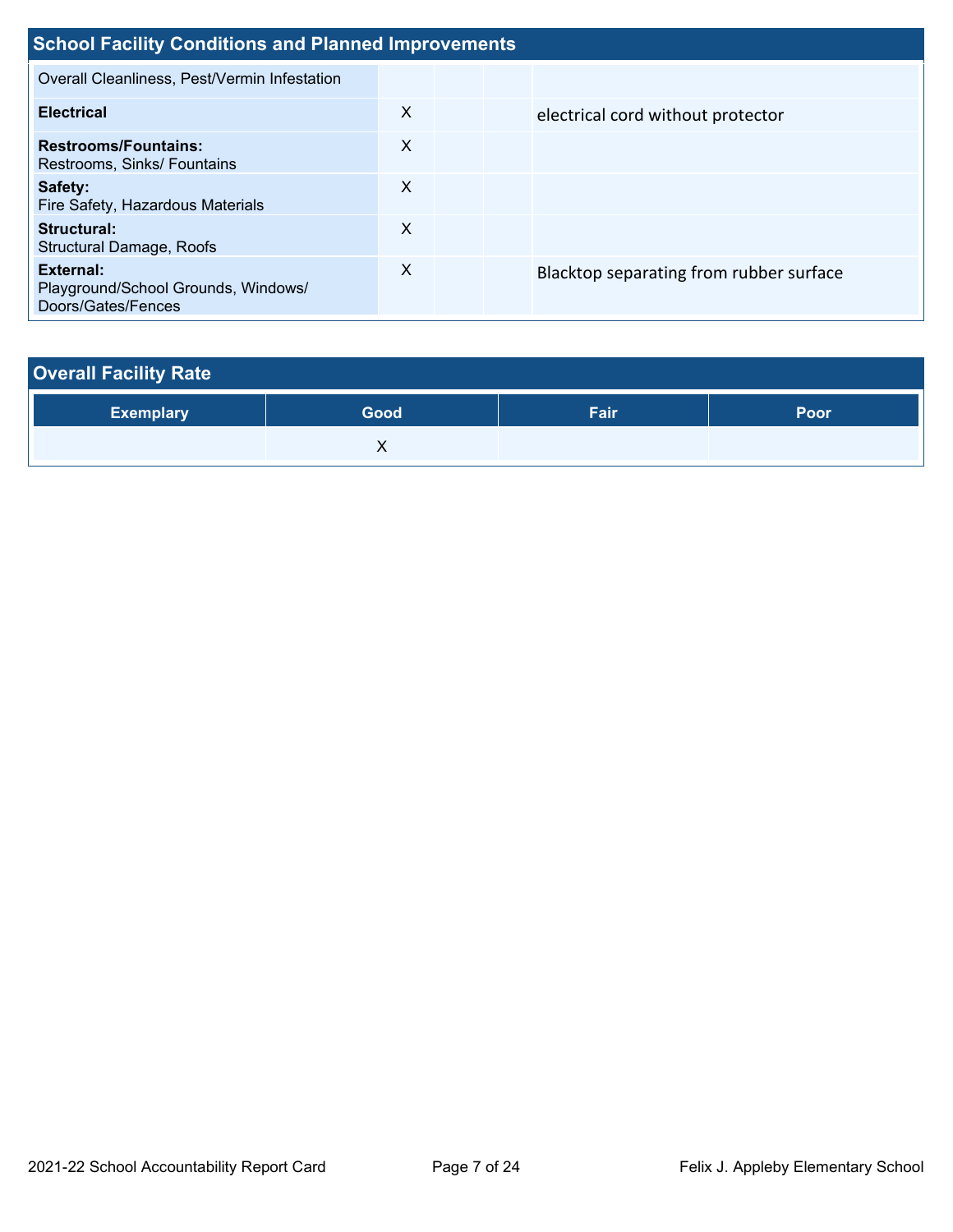## School Facility Conditions and Planned Improvements

| | | | | |
|---|---|---|---|---|
| Overall Cleanliness, Pest/Vermin Infestation | | | | |
| **Electrical** | X | | | electrical cord without protector |
| **Restrooms/Fountains:** Restrooms, Sinks/ Fountains | X | | | |
| **Safety:** Fire Safety, Hazardous Materials | X | | | |
| **Structural:** Structural Damage, Roofs | X | | | |
| **External:** Playground/School Grounds, Windows/ Doors/Gates/Fences | X | | | Blacktop separating from rubber surface |

## Overall Facility Rate

| Exemplary | Good | Fair | Poor |
|---|---|---|---|
| | X | | |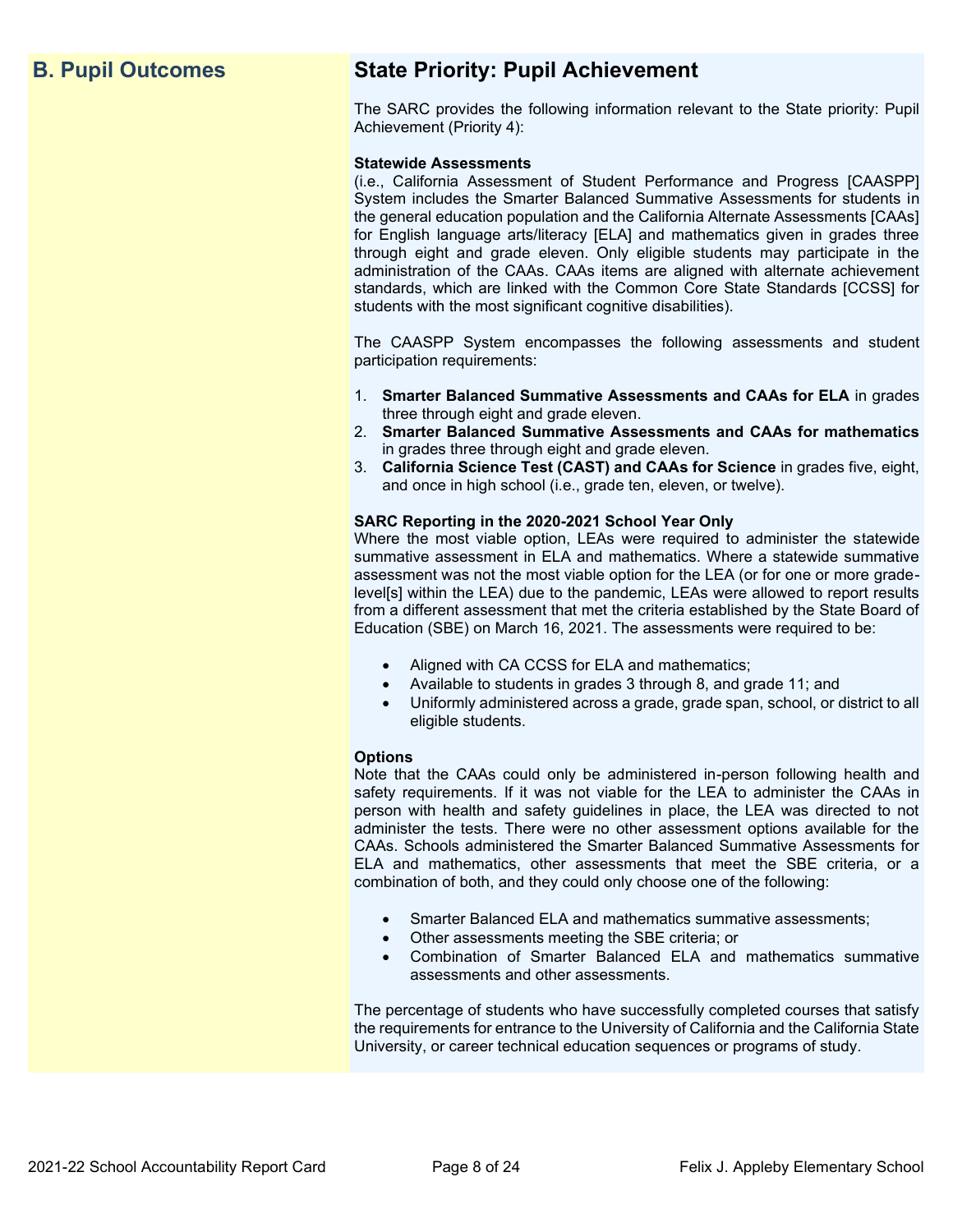## B. Pupil Outcomes

## State Priority: Pupil Achievement

The SARC provides the following information relevant to the State priority: Pupil Achievement (Priority 4):

**Statewide Assessments**
(i.e., California Assessment of Student Performance and Progress [CAASPP] System includes the Smarter Balanced Summative Assessments for students in the general education population and the California Alternate Assessments [CAAs] for English language arts/literacy [ELA] and mathematics given in grades three through eight and grade eleven. Only eligible students may participate in the administration of the CAAs. CAAs items are aligned with alternate achievement standards, which are linked with the Common Core State Standards [CCSS] for students with the most significant cognitive disabilities).

The CAASPP System encompasses the following assessments and student participation requirements:

1. **Smarter Balanced Summative Assessments and CAAs for ELA** in grades three through eight and grade eleven.
2. **Smarter Balanced Summative Assessments and CAAs for mathematics** in grades three through eight and grade eleven.
3. **California Science Test (CAST) and CAAs for Science** in grades five, eight, and once in high school (i.e., grade ten, eleven, or twelve).

**SARC Reporting in the 2020-2021 School Year Only**
Where the most viable option, LEAs were required to administer the statewide summative assessment in ELA and mathematics. Where a statewide summative assessment was not the most viable option for the LEA (or for one or more grade-level[s] within the LEA) due to the pandemic, LEAs were allowed to report results from a different assessment that met the criteria established by the State Board of Education (SBE) on March 16, 2021. The assessments were required to be:

- Aligned with CA CCSS for ELA and mathematics;
- Available to students in grades 3 through 8, and grade 11; and
- Uniformly administered across a grade, grade span, school, or district to all eligible students.

**Options**
Note that the CAAs could only be administered in-person following health and safety requirements. If it was not viable for the LEA to administer the CAAs in person with health and safety guidelines in place, the LEA was directed to not administer the tests. There were no other assessment options available for the CAAs. Schools administered the Smarter Balanced Summative Assessments for ELA and mathematics, other assessments that meet the SBE criteria, or a combination of both, and they could only choose one of the following:

- Smarter Balanced ELA and mathematics summative assessments;
- Other assessments meeting the SBE criteria; or
- Combination of Smarter Balanced ELA and mathematics summative assessments and other assessments.

The percentage of students who have successfully completed courses that satisfy the requirements for entrance to the University of California and the California State University, or career technical education sequences or programs of study.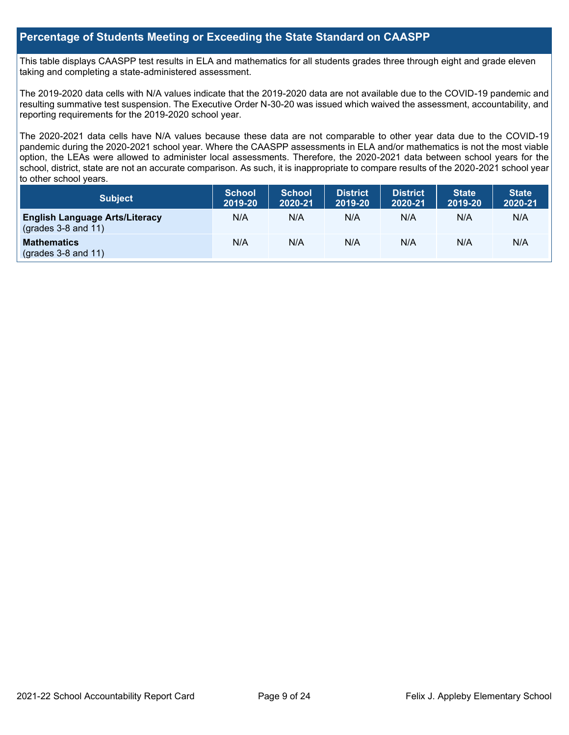## Percentage of Students Meeting or Exceeding the State Standard on CAASPP

This table displays CAASPP test results in ELA and mathematics for all students grades three through eight and grade eleven taking and completing a state-administered assessment.

The 2019-2020 data cells with N/A values indicate that the 2019-2020 data are not available due to the COVID-19 pandemic and resulting summative test suspension. The Executive Order N-30-20 was issued which waived the assessment, accountability, and reporting requirements for the 2019-2020 school year.

The 2020-2021 data cells have N/A values because these data are not comparable to other year data due to the COVID-19 pandemic during the 2020-2021 school year. Where the CAASPP assessments in ELA and/or mathematics is not the most viable option, the LEAs were allowed to administer local assessments. Therefore, the 2020-2021 data between school years for the school, district, state are not an accurate comparison. As such, it is inappropriate to compare results of the 2020-2021 school year to other school years.

| Subject | School 2019-20 | School 2020-21 | District 2019-20 | District 2020-21 | State 2019-20 | State 2020-21 |
|---|---|---|---|---|---|---|
| **English Language Arts/Literacy** (grades 3-8 and 11) | N/A | N/A | N/A | N/A | N/A | N/A |
| **Mathematics** (grades 3-8 and 11) | N/A | N/A | N/A | N/A | N/A | N/A |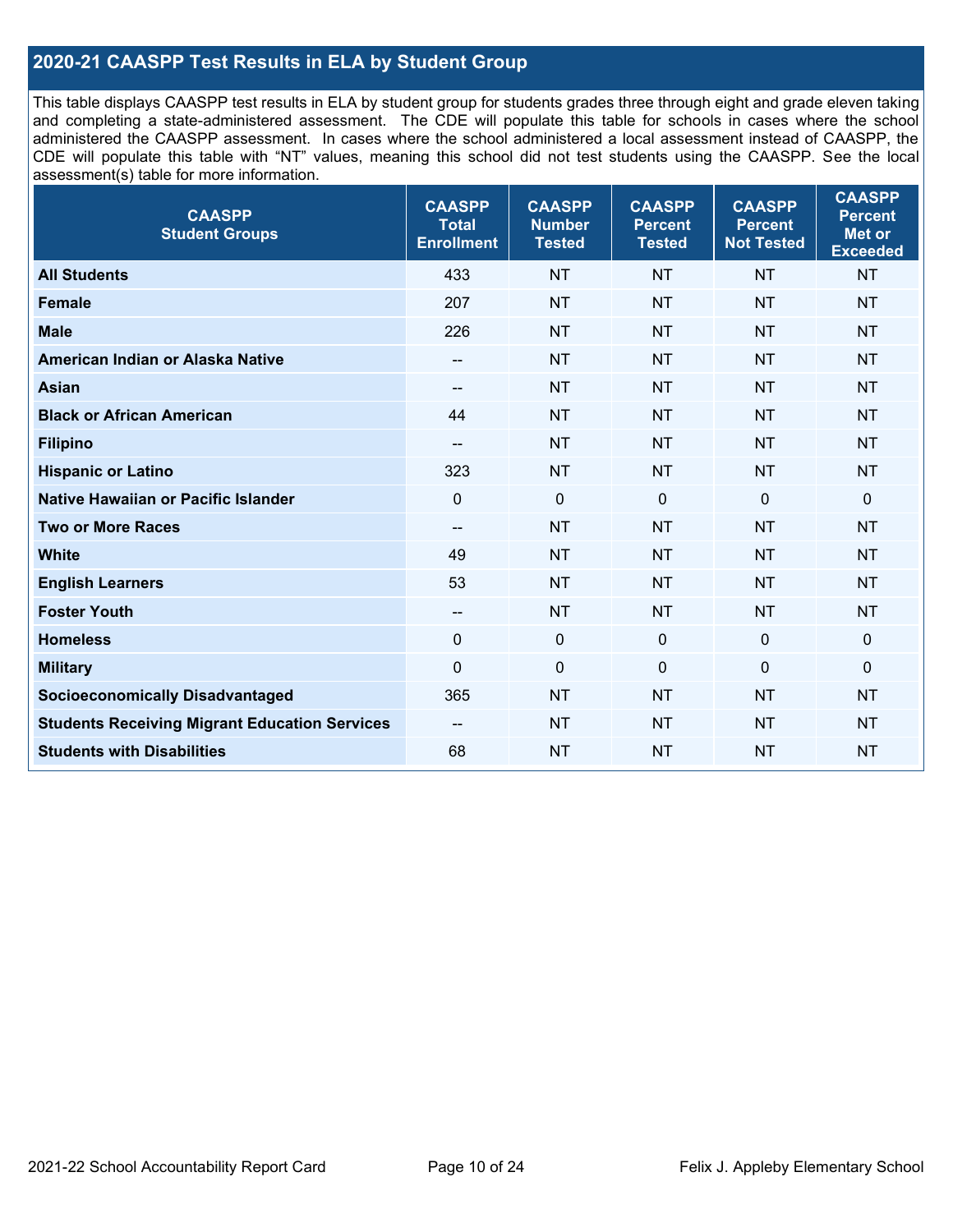## 2020-21 CAASPP Test Results in ELA by Student Group

This table displays CAASPP test results in ELA by student group for students grades three through eight and grade eleven taking and completing a state-administered assessment. The CDE will populate this table for schools in cases where the school administered the CAASPP assessment. In cases where the school administered a local assessment instead of CAASPP, the CDE will populate this table with "NT" values, meaning this school did not test students using the CAASPP. See the local assessment(s) table for more information.

| CAASPP Student Groups | CAASPP Total Enrollment | CAASPP Number Tested | CAASPP Percent Tested | CAASPP Percent Not Tested | CAASPP Percent Met or Exceeded |
|---|---|---|---|---|---|
| **All Students** | 433 | NT | NT | NT | NT |
| **Female** | 207 | NT | NT | NT | NT |
| **Male** | 226 | NT | NT | NT | NT |
| **American Indian or Alaska Native** | -- | NT | NT | NT | NT |
| **Asian** | -- | NT | NT | NT | NT |
| **Black or African American** | 44 | NT | NT | NT | NT |
| **Filipino** | -- | NT | NT | NT | NT |
| **Hispanic or Latino** | 323 | NT | NT | NT | NT |
| **Native Hawaiian or Pacific Islander** | 0 | 0 | 0 | 0 | 0 |
| **Two or More Races** | -- | NT | NT | NT | NT |
| **White** | 49 | NT | NT | NT | NT |
| **English Learners** | 53 | NT | NT | NT | NT |
| **Foster Youth** | -- | NT | NT | NT | NT |
| **Homeless** | 0 | 0 | 0 | 0 | 0 |
| **Military** | 0 | 0 | 0 | 0 | 0 |
| **Socioeconomically Disadvantaged** | 365 | NT | NT | NT | NT |
| **Students Receiving Migrant Education Services** | -- | NT | NT | NT | NT |
| **Students with Disabilities** | 68 | NT | NT | NT | NT |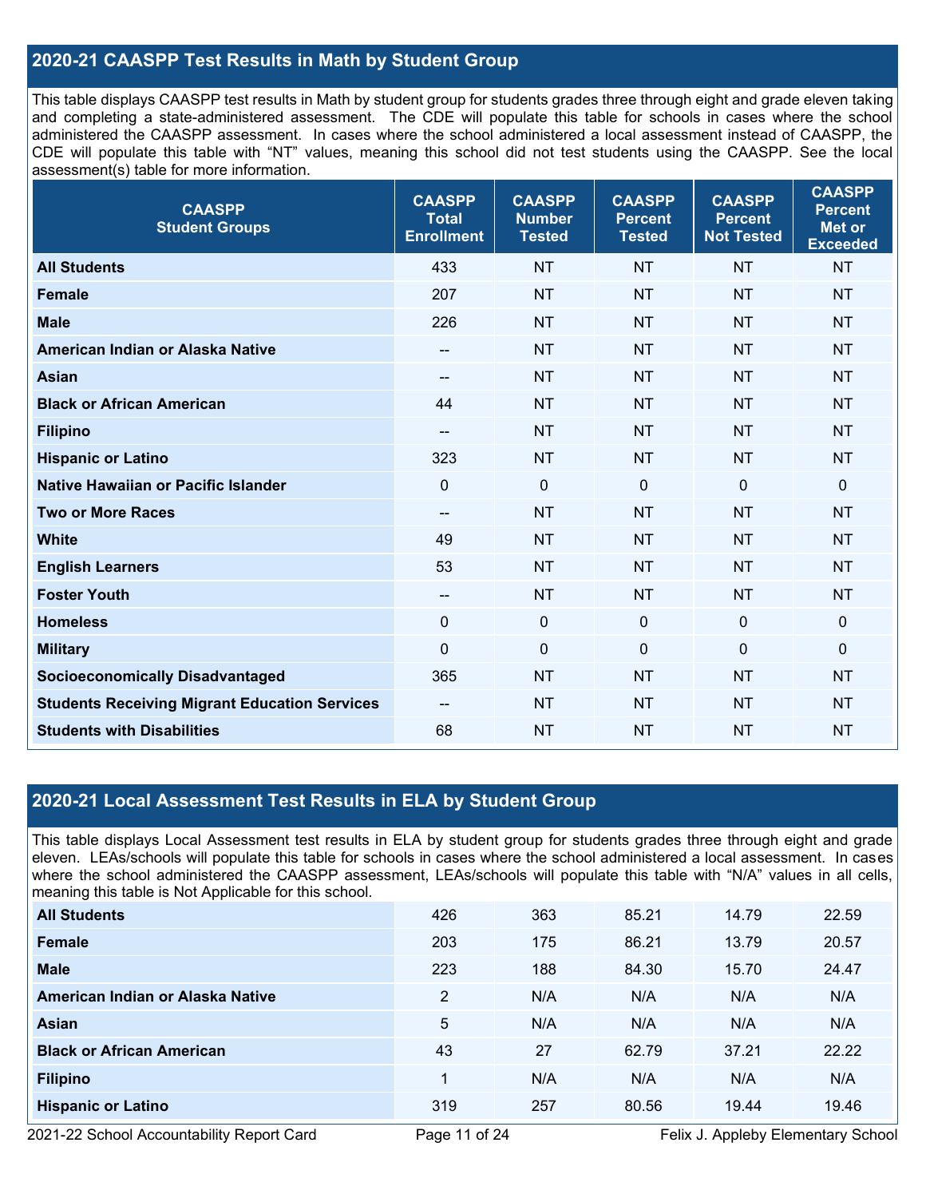## 2020-21 CAASPP Test Results in Math by Student Group

This table displays CAASPP test results in Math by student group for students grades three through eight and grade eleven taking and completing a state-administered assessment. The CDE will populate this table for schools in cases where the school administered the CAASPP assessment. In cases where the school administered a local assessment instead of CAASPP, the CDE will populate this table with "NT" values, meaning this school did not test students using the CAASPP. See the local assessment(s) table for more information.

| CAASPP Student Groups | CAASPP Total Enrollment | CAASPP Number Tested | CAASPP Percent Tested | CAASPP Percent Not Tested | CAASPP Percent Met or Exceeded |
|---|---|---|---|---|---|
| **All Students** | 433 | NT | NT | NT | NT |
| **Female** | 207 | NT | NT | NT | NT |
| **Male** | 226 | NT | NT | NT | NT |
| **American Indian or Alaska Native** | -- | NT | NT | NT | NT |
| **Asian** | -- | NT | NT | NT | NT |
| **Black or African American** | 44 | NT | NT | NT | NT |
| **Filipino** | -- | NT | NT | NT | NT |
| **Hispanic or Latino** | 323 | NT | NT | NT | NT |
| **Native Hawaiian or Pacific Islander** | 0 | 0 | 0 | 0 | 0 |
| **Two or More Races** | -- | NT | NT | NT | NT |
| **White** | 49 | NT | NT | NT | NT |
| **English Learners** | 53 | NT | NT | NT | NT |
| **Foster Youth** | -- | NT | NT | NT | NT |
| **Homeless** | 0 | 0 | 0 | 0 | 0 |
| **Military** | 0 | 0 | 0 | 0 | 0 |
| **Socioeconomically Disadvantaged** | 365 | NT | NT | NT | NT |
| **Students Receiving Migrant Education Services** | -- | NT | NT | NT | NT |
| **Students with Disabilities** | 68 | NT | NT | NT | NT |

## 2020-21 Local Assessment Test Results in ELA by Student Group

This table displays Local Assessment test results in ELA by student group for students grades three through eight and grade eleven. LEAs/schools will populate this table for schools in cases where the school administered a local assessment. In cases where the school administered the CAASPP assessment, LEAs/schools will populate this table with "N/A" values in all cells, meaning this table is Not Applicable for this school.

| | | | | | |
|---|---|---|---|---|---|
| **All Students** | 426 | 363 | 85.21 | 14.79 | 22.59 |
| **Female** | 203 | 175 | 86.21 | 13.79 | 20.57 |
| **Male** | 223 | 188 | 84.30 | 15.70 | 24.47 |
| **American Indian or Alaska Native** | 2 | N/A | N/A | N/A | N/A |
| **Asian** | 5 | N/A | N/A | N/A | N/A |
| **Black or African American** | 43 | 27 | 62.79 | 37.21 | 22.22 |
| **Filipino** | 1 | N/A | N/A | N/A | N/A |
| **Hispanic or Latino** | 319 | 257 | 80.56 | 19.44 | 19.46 |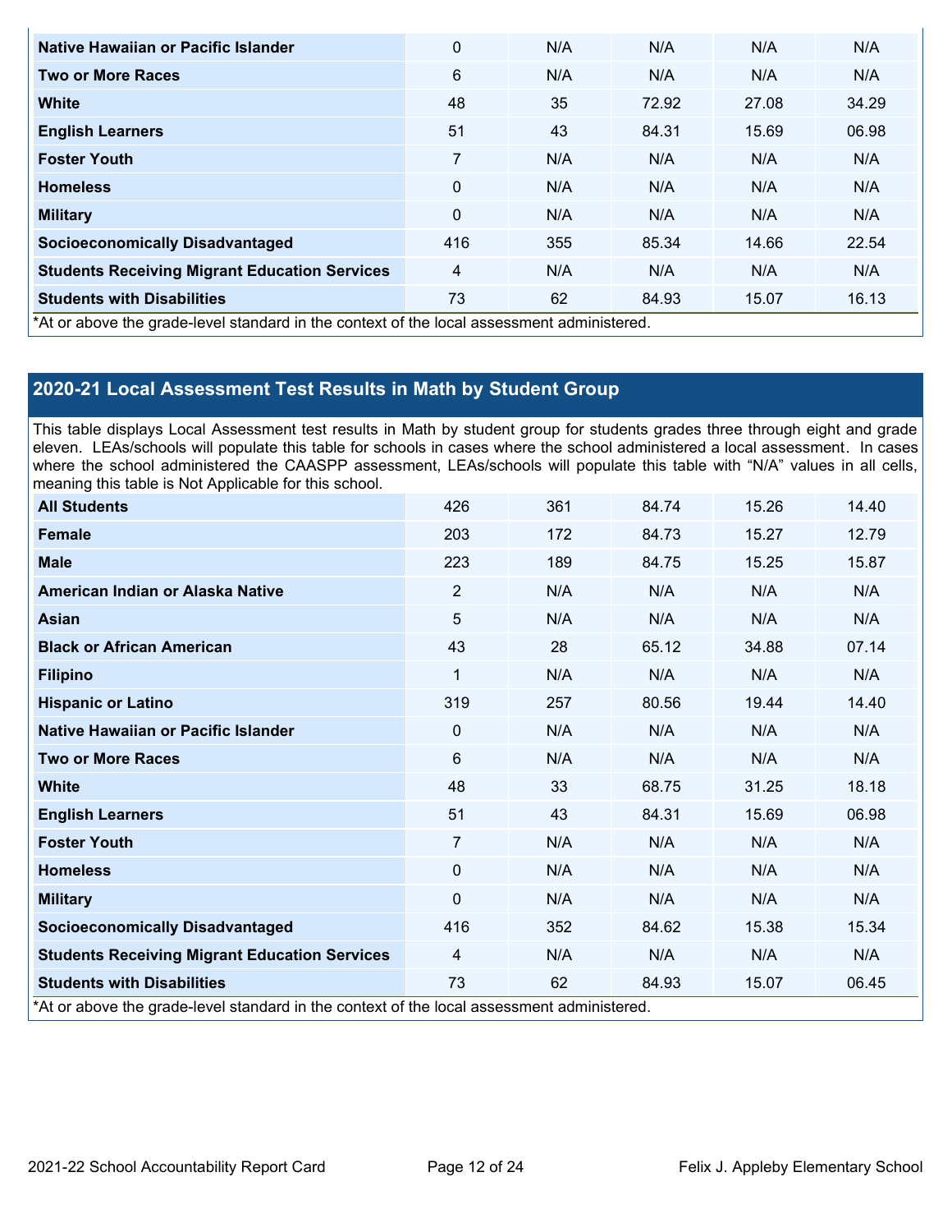| | | | | | |
|---|---|---|---|---|---|
| **Native Hawaiian or Pacific Islander** | 0 | N/A | N/A | N/A | N/A |
| **Two or More Races** | 6 | N/A | N/A | N/A | N/A |
| **White** | 48 | 35 | 72.92 | 27.08 | 34.29 |
| **English Learners** | 51 | 43 | 84.31 | 15.69 | 06.98 |
| **Foster Youth** | 7 | N/A | N/A | N/A | N/A |
| **Homeless** | 0 | N/A | N/A | N/A | N/A |
| **Military** | 0 | N/A | N/A | N/A | N/A |
| **Socioeconomically Disadvantaged** | 416 | 355 | 85.34 | 14.66 | 22.54 |
| **Students Receiving Migrant Education Services** | 4 | N/A | N/A | N/A | N/A |
| **Students with Disabilities** | 73 | 62 | 84.93 | 15.07 | 16.13 |

*At or above the grade-level standard in the context of the local assessment administered.

## 2020-21 Local Assessment Test Results in Math by Student Group

This table displays Local Assessment test results in Math by student group for students grades three through eight and grade eleven. LEAs/schools will populate this table for schools in cases where the school administered a local assessment. In cases where the school administered the CAASPP assessment, LEAs/schools will populate this table with "N/A" values in all cells, meaning this table is Not Applicable for this school.

| | | | | | |
|---|---|---|---|---|---|
| **All Students** | 426 | 361 | 84.74 | 15.26 | 14.40 |
| **Female** | 203 | 172 | 84.73 | 15.27 | 12.79 |
| **Male** | 223 | 189 | 84.75 | 15.25 | 15.87 |
| **American Indian or Alaska Native** | 2 | N/A | N/A | N/A | N/A |
| **Asian** | 5 | N/A | N/A | N/A | N/A |
| **Black or African American** | 43 | 28 | 65.12 | 34.88 | 07.14 |
| **Filipino** | 1 | N/A | N/A | N/A | N/A |
| **Hispanic or Latino** | 319 | 257 | 80.56 | 19.44 | 14.40 |
| **Native Hawaiian or Pacific Islander** | 0 | N/A | N/A | N/A | N/A |
| **Two or More Races** | 6 | N/A | N/A | N/A | N/A |
| **White** | 48 | 33 | 68.75 | 31.25 | 18.18 |
| **English Learners** | 51 | 43 | 84.31 | 15.69 | 06.98 |
| **Foster Youth** | 7 | N/A | N/A | N/A | N/A |
| **Homeless** | 0 | N/A | N/A | N/A | N/A |
| **Military** | 0 | N/A | N/A | N/A | N/A |
| **Socioeconomically Disadvantaged** | 416 | 352 | 84.62 | 15.38 | 15.34 |
| **Students Receiving Migrant Education Services** | 4 | N/A | N/A | N/A | N/A |
| **Students with Disabilities** | 73 | 62 | 84.93 | 15.07 | 06.45 |

*At or above the grade-level standard in the context of the local assessment administered.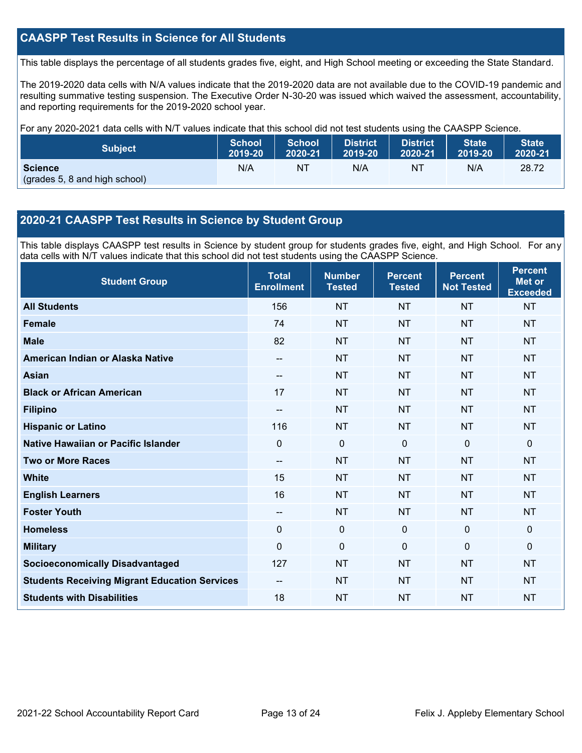## CAASPP Test Results in Science for All Students

This table displays the percentage of all students grades five, eight, and High School meeting or exceeding the State Standard.

The 2019-2020 data cells with N/A values indicate that the 2019-2020 data are not available due to the COVID-19 pandemic and resulting summative testing suspension. The Executive Order N-30-20 was issued which waived the assessment, accountability, and reporting requirements for the 2019-2020 school year.

For any 2020-2021 data cells with N/T values indicate that this school did not test students using the CAASPP Science.

| Subject | School 2019-20 | School 2020-21 | District 2019-20 | District 2020-21 | State 2019-20 | State 2020-21 |
|---|---|---|---|---|---|---|
| **Science** (grades 5, 8 and high school) | N/A | NT | N/A | NT | N/A | 28.72 |

## 2020-21 CAASPP Test Results in Science by Student Group

This table displays CAASPP test results in Science by student group for students grades five, eight, and High School. For any data cells with N/T values indicate that this school did not test students using the CAASPP Science.

| Student Group | Total Enrollment | Number Tested | Percent Tested | Percent Not Tested | Percent Met or Exceeded |
|---|---|---|---|---|---|
| **All Students** | 156 | NT | NT | NT | NT |
| **Female** | 74 | NT | NT | NT | NT |
| **Male** | 82 | NT | NT | NT | NT |
| **American Indian or Alaska Native** | -- | NT | NT | NT | NT |
| **Asian** | -- | NT | NT | NT | NT |
| **Black or African American** | 17 | NT | NT | NT | NT |
| **Filipino** | -- | NT | NT | NT | NT |
| **Hispanic or Latino** | 116 | NT | NT | NT | NT |
| **Native Hawaiian or Pacific Islander** | 0 | 0 | 0 | 0 | 0 |
| **Two or More Races** | -- | NT | NT | NT | NT |
| **White** | 15 | NT | NT | NT | NT |
| **English Learners** | 16 | NT | NT | NT | NT |
| **Foster Youth** | -- | NT | NT | NT | NT |
| **Homeless** | 0 | 0 | 0 | 0 | 0 |
| **Military** | 0 | 0 | 0 | 0 | 0 |
| **Socioeconomically Disadvantaged** | 127 | NT | NT | NT | NT |
| **Students Receiving Migrant Education Services** | -- | NT | NT | NT | NT |
| **Students with Disabilities** | 18 | NT | NT | NT | NT |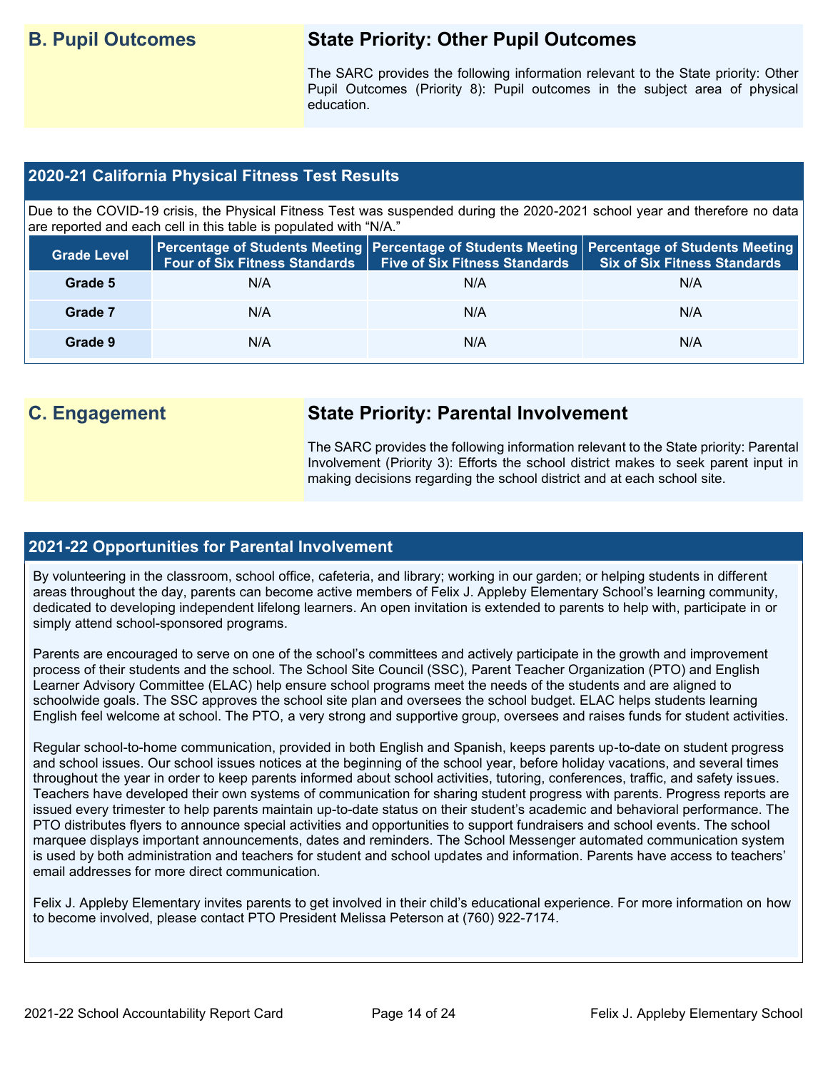## B. Pupil Outcomes

### State Priority: Other Pupil Outcomes

The SARC provides the following information relevant to the State priority: Other Pupil Outcomes (Priority 8): Pupil outcomes in the subject area of physical education.

### 2020-21 California Physical Fitness Test Results

Due to the COVID-19 crisis, the Physical Fitness Test was suspended during the 2020-2021 school year and therefore no data are reported and each cell in this table is populated with “N/A.”

| Grade Level | Percentage of Students Meeting Four of Six Fitness Standards | Percentage of Students Meeting Five of Six Fitness Standards | Percentage of Students Meeting Six of Six Fitness Standards |
|---|---|---|---|
| Grade 5 | N/A | N/A | N/A |
| Grade 7 | N/A | N/A | N/A |
| Grade 9 | N/A | N/A | N/A |

## C. Engagement

### State Priority: Parental Involvement

The SARC provides the following information relevant to the State priority: Parental Involvement (Priority 3): Efforts the school district makes to seek parent input in making decisions regarding the school district and at each school site.

### 2021-22 Opportunities for Parental Involvement

By volunteering in the classroom, school office, cafeteria, and library; working in our garden; or helping students in different areas throughout the day, parents can become active members of Felix J. Appleby Elementary School’s learning community, dedicated to developing independent lifelong learners. An open invitation is extended to parents to help with, participate in or simply attend school-sponsored programs.

Parents are encouraged to serve on one of the school’s committees and actively participate in the growth and improvement process of their students and the school. The School Site Council (SSC), Parent Teacher Organization (PTO) and English Learner Advisory Committee (ELAC) help ensure school programs meet the needs of the students and are aligned to schoolwide goals. The SSC approves the school site plan and oversees the school budget. ELAC helps students learning English feel welcome at school. The PTO, a very strong and supportive group, oversees and raises funds for student activities.

Regular school-to-home communication, provided in both English and Spanish, keeps parents up-to-date on student progress and school issues. Our school issues notices at the beginning of the school year, before holiday vacations, and several times throughout the year in order to keep parents informed about school activities, tutoring, conferences, traffic, and safety issues. Teachers have developed their own systems of communication for sharing student progress with parents. Progress reports are issued every trimester to help parents maintain up-to-date status on their student’s academic and behavioral performance. The PTO distributes flyers to announce special activities and opportunities to support fundraisers and school events. The school marquee displays important announcements, dates and reminders. The School Messenger automated communication system is used by both administration and teachers for student and school updates and information. Parents have access to teachers’ email addresses for more direct communication.

Felix J. Appleby Elementary invites parents to get involved in their child’s educational experience. For more information on how to become involved, please contact PTO President Melissa Peterson at (760) 922-7174.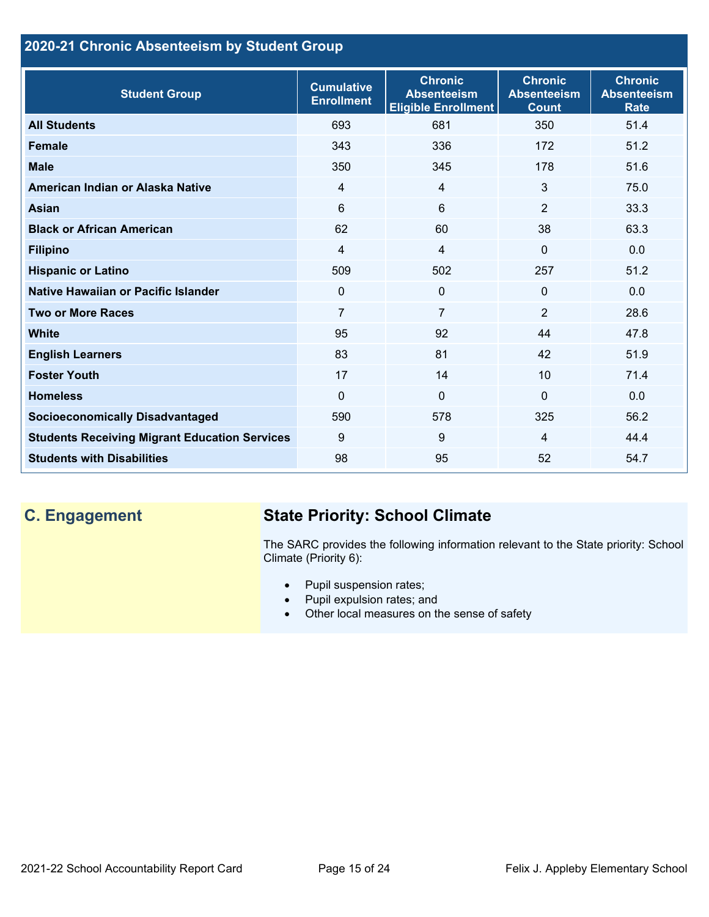## 2020-21 Chronic Absenteeism by Student Group

| Student Group | Cumulative Enrollment | Chronic Absenteeism Eligible Enrollment | Chronic Absenteeism Count | Chronic Absenteeism Rate |
|---|---|---|---|---|
| **All Students** | 693 | 681 | 350 | 51.4 |
| **Female** | 343 | 336 | 172 | 51.2 |
| **Male** | 350 | 345 | 178 | 51.6 |
| **American Indian or Alaska Native** | 4 | 4 | 3 | 75.0 |
| **Asian** | 6 | 6 | 2 | 33.3 |
| **Black or African American** | 62 | 60 | 38 | 63.3 |
| **Filipino** | 4 | 4 | 0 | 0.0 |
| **Hispanic or Latino** | 509 | 502 | 257 | 51.2 |
| **Native Hawaiian or Pacific Islander** | 0 | 0 | 0 | 0.0 |
| **Two or More Races** | 7 | 7 | 2 | 28.6 |
| **White** | 95 | 92 | 44 | 47.8 |
| **English Learners** | 83 | 81 | 42 | 51.9 |
| **Foster Youth** | 17 | 14 | 10 | 71.4 |
| **Homeless** | 0 | 0 | 0 | 0.0 |
| **Socioeconomically Disadvantaged** | 590 | 578 | 325 | 56.2 |
| **Students Receiving Migrant Education Services** | 9 | 9 | 4 | 44.4 |
| **Students with Disabilities** | 98 | 95 | 52 | 54.7 |

## C. Engagement

### State Priority: School Climate

The SARC provides the following information relevant to the State priority: School Climate (Priority 6):

- Pupil suspension rates;
- Pupil expulsion rates; and
- Other local measures on the sense of safety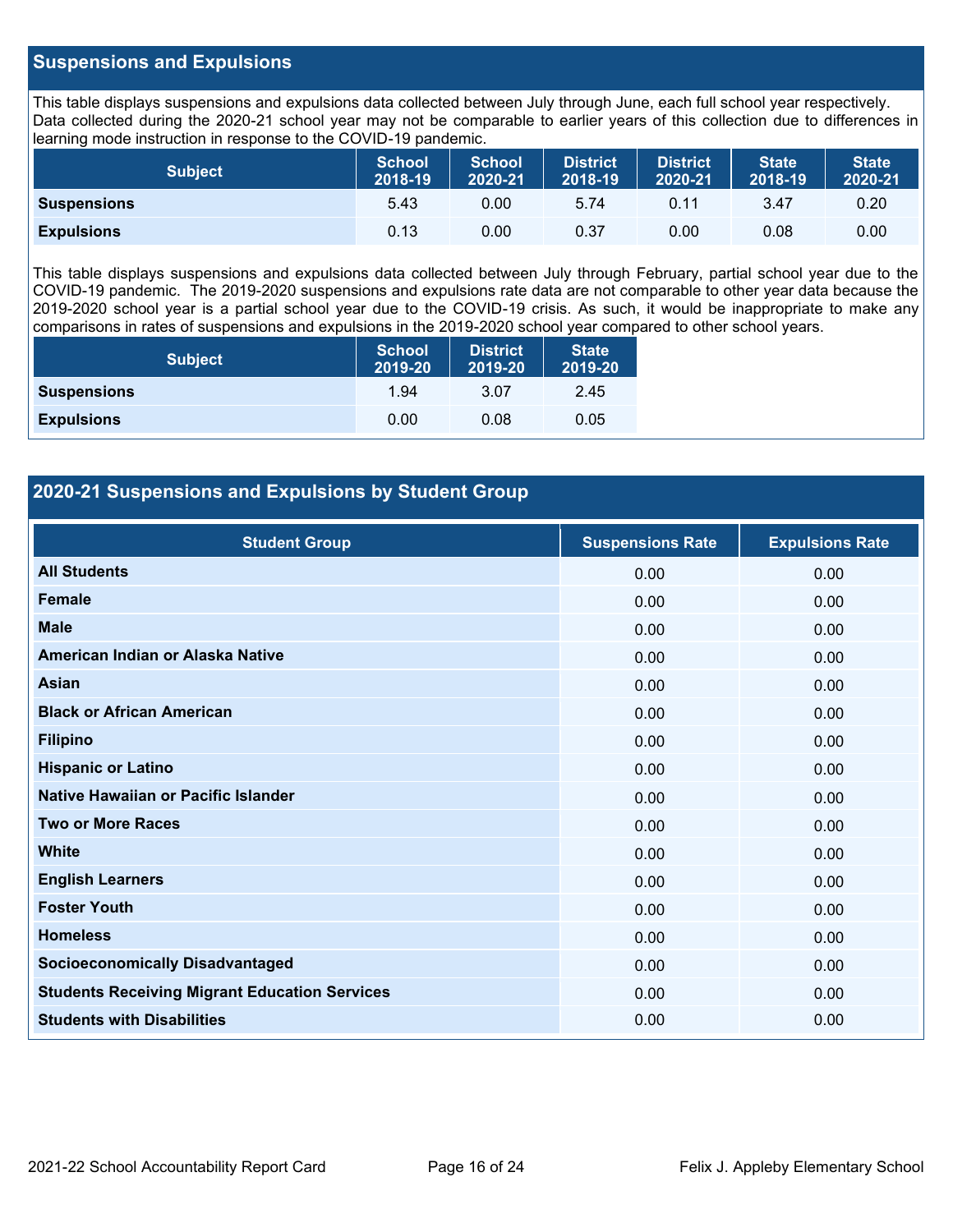## Suspensions and Expulsions

This table displays suspensions and expulsions data collected between July through June, each full school year respectively. Data collected during the 2020-21 school year may not be comparable to earlier years of this collection due to differences in learning mode instruction in response to the COVID-19 pandemic.

| Subject | School 2018-19 | School 2020-21 | District 2018-19 | District 2020-21 | State 2018-19 | State 2020-21 |
|---|---|---|---|---|---|---|
| **Suspensions** | 5.43 | 0.00 | 5.74 | 0.11 | 3.47 | 0.20 |
| **Expulsions** | 0.13 | 0.00 | 0.37 | 0.00 | 0.08 | 0.00 |

This table displays suspensions and expulsions data collected between July through February, partial school year due to the COVID-19 pandemic. The 2019-2020 suspensions and expulsions rate data are not comparable to other year data because the 2019-2020 school year is a partial school year due to the COVID-19 crisis. As such, it would be inappropriate to make any comparisons in rates of suspensions and expulsions in the 2019-2020 school year compared to other school years.

| Subject | School 2019-20 | District 2019-20 | State 2019-20 |
|---|---|---|---|
| **Suspensions** | 1.94 | 3.07 | 2.45 |
| **Expulsions** | 0.00 | 0.08 | 0.05 |

## 2020-21 Suspensions and Expulsions by Student Group

| Student Group | Suspensions Rate | Expulsions Rate |
|---|---|---|
| **All Students** | 0.00 | 0.00 |
| **Female** | 0.00 | 0.00 |
| **Male** | 0.00 | 0.00 |
| **American Indian or Alaska Native** | 0.00 | 0.00 |
| **Asian** | 0.00 | 0.00 |
| **Black or African American** | 0.00 | 0.00 |
| **Filipino** | 0.00 | 0.00 |
| **Hispanic or Latino** | 0.00 | 0.00 |
| **Native Hawaiian or Pacific Islander** | 0.00 | 0.00 |
| **Two or More Races** | 0.00 | 0.00 |
| **White** | 0.00 | 0.00 |
| **English Learners** | 0.00 | 0.00 |
| **Foster Youth** | 0.00 | 0.00 |
| **Homeless** | 0.00 | 0.00 |
| **Socioeconomically Disadvantaged** | 0.00 | 0.00 |
| **Students Receiving Migrant Education Services** | 0.00 | 0.00 |
| **Students with Disabilities** | 0.00 | 0.00 |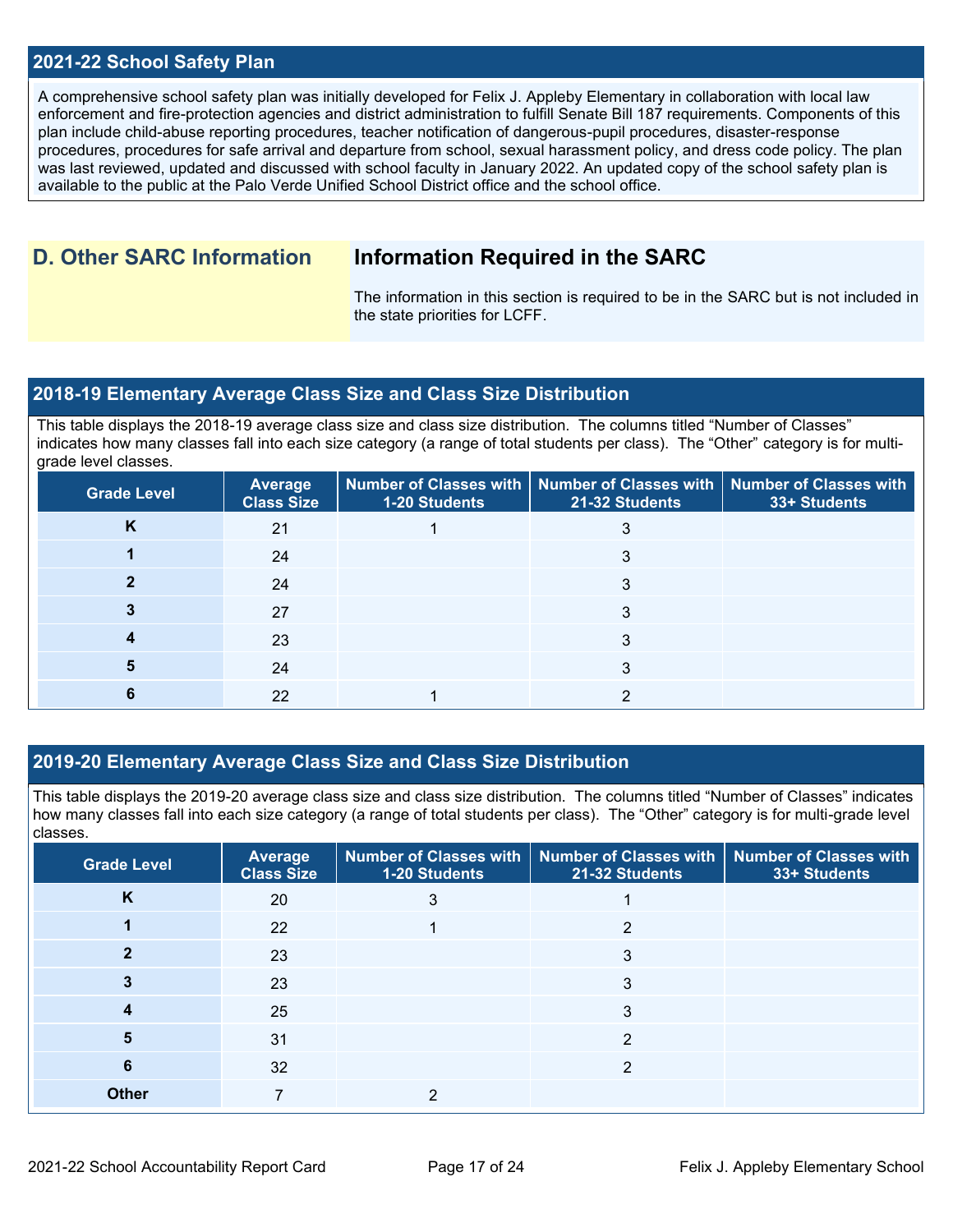## 2021-22 School Safety Plan

A comprehensive school safety plan was initially developed for Felix J. Appleby Elementary in collaboration with local law enforcement and fire-protection agencies and district administration to fulfill Senate Bill 187 requirements. Components of this plan include child-abuse reporting procedures, teacher notification of dangerous-pupil procedures, disaster-response procedures, procedures for safe arrival and departure from school, sexual harassment policy, and dress code policy. The plan was last reviewed, updated and discussed with school faculty in January 2022. An updated copy of the school safety plan is available to the public at the Palo Verde Unified School District office and the school office.

# D. Other SARC Information

## Information Required in the SARC

The information in this section is required to be in the SARC but is not included in the state priorities for LCFF.

## 2018-19 Elementary Average Class Size and Class Size Distribution

This table displays the 2018-19 average class size and class size distribution. The columns titled "Number of Classes" indicates how many classes fall into each size category (a range of total students per class). The "Other" category is for multi-grade level classes.

| Grade Level | Average Class Size | Number of Classes with 1-20 Students | Number of Classes with 21-32 Students | Number of Classes with 33+ Students |
|---|---|---|---|---|
| K | 21 | 1 | 3 | |
| 1 | 24 | | 3 | |
| 2 | 24 | | 3 | |
| 3 | 27 | | 3 | |
| 4 | 23 | | 3 | |
| 5 | 24 | | 3 | |
| 6 | 22 | 1 | 2 | |

## 2019-20 Elementary Average Class Size and Class Size Distribution

This table displays the 2019-20 average class size and class size distribution. The columns titled "Number of Classes" indicates how many classes fall into each size category (a range of total students per class). The "Other" category is for multi-grade level classes.

| Grade Level | Average Class Size | Number of Classes with 1-20 Students | Number of Classes with 21-32 Students | Number of Classes with 33+ Students |
|---|---|---|---|---|
| K | 20 | 3 | 1 | |
| 1 | 22 | 1 | 2 | |
| 2 | 23 | | 3 | |
| 3 | 23 | | 3 | |
| 4 | 25 | | 3 | |
| 5 | 31 | | 2 | |
| 6 | 32 | | 2 | |
| Other | 7 | 2 | | |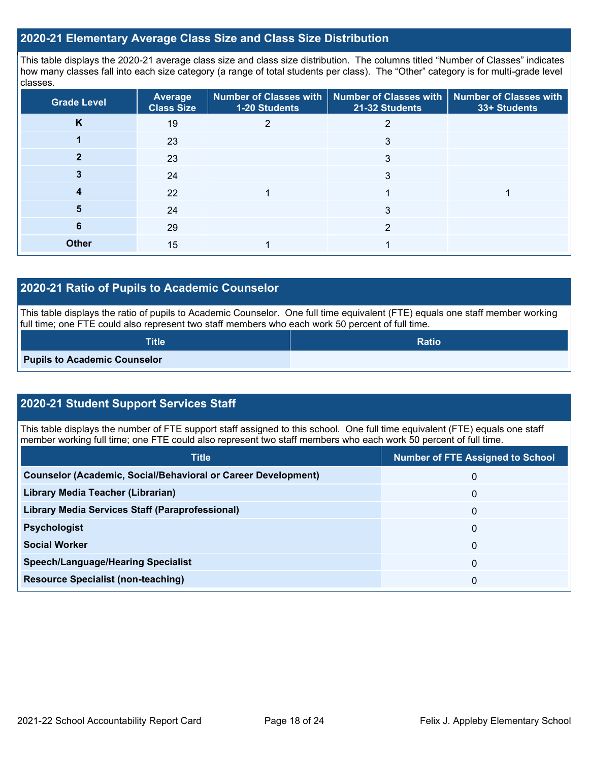## 2020-21 Elementary Average Class Size and Class Size Distribution

This table displays the 2020-21 average class size and class size distribution. The columns titled "Number of Classes" indicates how many classes fall into each size category (a range of total students per class). The "Other" category is for multi-grade level classes.

| Grade Level | Average Class Size | Number of Classes with 1-20 Students | Number of Classes with 21-32 Students | Number of Classes with 33+ Students |
|---|---|---|---|---|
| **K** | 19 | 2 | 2 | |
| **1** | 23 | | 3 | |
| **2** | 23 | | 3 | |
| **3** | 24 | | 3 | |
| **4** | 22 | 1 | 1 | 1 |
| **5** | 24 | | 3 | |
| **6** | 29 | | 2 | |
| **Other** | 15 | 1 | 1 | |

## 2020-21 Ratio of Pupils to Academic Counselor

This table displays the ratio of pupils to Academic Counselor. One full time equivalent (FTE) equals one staff member working full time; one FTE could also represent two staff members who each work 50 percent of full time.

| Title | Ratio |
|---|---|
| **Pupils to Academic Counselor** | |

## 2020-21 Student Support Services Staff

This table displays the number of FTE support staff assigned to this school. One full time equivalent (FTE) equals one staff member working full time; one FTE could also represent two staff members who each work 50 percent of full time.

| Title | Number of FTE Assigned to School |
|---|---|
| **Counselor (Academic, Social/Behavioral or Career Development)** | 0 |
| **Library Media Teacher (Librarian)** | 0 |
| **Library Media Services Staff (Paraprofessional)** | 0 |
| **Psychologist** | 0 |
| **Social Worker** | 0 |
| **Speech/Language/Hearing Specialist** | 0 |
| **Resource Specialist (non-teaching)** | 0 |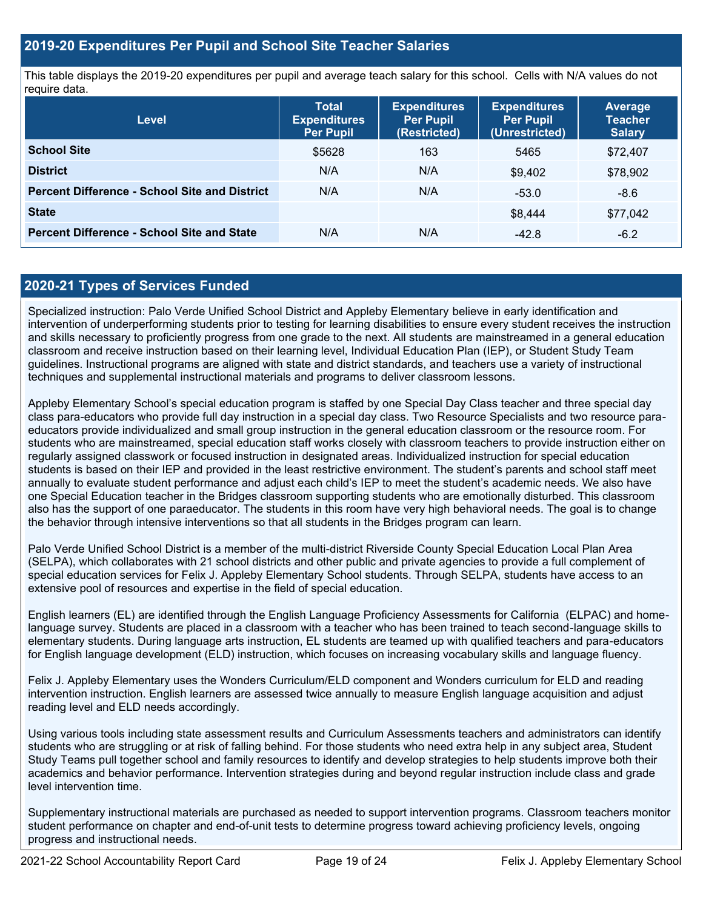## 2019-20 Expenditures Per Pupil and School Site Teacher Salaries

This table displays the 2019-20 expenditures per pupil and average teach salary for this school. Cells with N/A values do not require data.

| Level | Total Expenditures Per Pupil | Expenditures Per Pupil (Restricted) | Expenditures Per Pupil (Unrestricted) | Average Teacher Salary |
| --- | --- | --- | --- | --- |
| **School Site** | $5628 | 163 | 5465 | $72,407 |
| **District** | N/A | N/A | $9,402 | $78,902 |
| **Percent Difference - School Site and District** | N/A | N/A | -53.0 | -8.6 |
| **State** | | | $8,444 | $77,042 |
| **Percent Difference - School Site and State** | N/A | N/A | -42.8 | -6.2 |

## 2020-21 Types of Services Funded

Specialized instruction: Palo Verde Unified School District and Appleby Elementary believe in early identification and intervention of underperforming students prior to testing for learning disabilities to ensure every student receives the instruction and skills necessary to proficiently progress from one grade to the next. All students are mainstreamed in a general education classroom and receive instruction based on their learning level, Individual Education Plan (IEP), or Student Study Team guidelines. Instructional programs are aligned with state and district standards, and teachers use a variety of instructional techniques and supplemental instructional materials and programs to deliver classroom lessons.

Appleby Elementary School's special education program is staffed by one Special Day Class teacher and three special day class para-educators who provide full day instruction in a special day class. Two Resource Specialists and two resource para-educators provide individualized and small group instruction in the general education classroom or the resource room. For students who are mainstreamed, special education staff works closely with classroom teachers to provide instruction either on regularly assigned classwork or focused instruction in designated areas. Individualized instruction for special education students is based on their IEP and provided in the least restrictive environment. The student's parents and school staff meet annually to evaluate student performance and adjust each child's IEP to meet the student's academic needs. We also have one Special Education teacher in the Bridges classroom supporting students who are emotionally disturbed. This classroom also has the support of one paraeducator. The students in this room have very high behavioral needs. The goal is to change the behavior through intensive interventions so that all students in the Bridges program can learn.

Palo Verde Unified School District is a member of the multi-district Riverside County Special Education Local Plan Area (SELPA), which collaborates with 21 school districts and other public and private agencies to provide a full complement of special education services for Felix J. Appleby Elementary School students. Through SELPA, students have access to an extensive pool of resources and expertise in the field of special education.

English learners (EL) are identified through the English Language Proficiency Assessments for California (ELPAC) and home-language survey. Students are placed in a classroom with a teacher who has been trained to teach second-language skills to elementary students. During language arts instruction, EL students are teamed up with qualified teachers and para-educators for English language development (ELD) instruction, which focuses on increasing vocabulary skills and language fluency.

Felix J. Appleby Elementary uses the Wonders Curriculum/ELD component and Wonders curriculum for ELD and reading intervention instruction. English learners are assessed twice annually to measure English language acquisition and adjust reading level and ELD needs accordingly.

Using various tools including state assessment results and Curriculum Assessments teachers and administrators can identify students who are struggling or at risk of falling behind. For those students who need extra help in any subject area, Student Study Teams pull together school and family resources to identify and develop strategies to help students improve both their academics and behavior performance. Intervention strategies during and beyond regular instruction include class and grade level intervention time.

Supplementary instructional materials are purchased as needed to support intervention programs. Classroom teachers monitor student performance on chapter and end-of-unit tests to determine progress toward achieving proficiency levels, ongoing progress and instructional needs.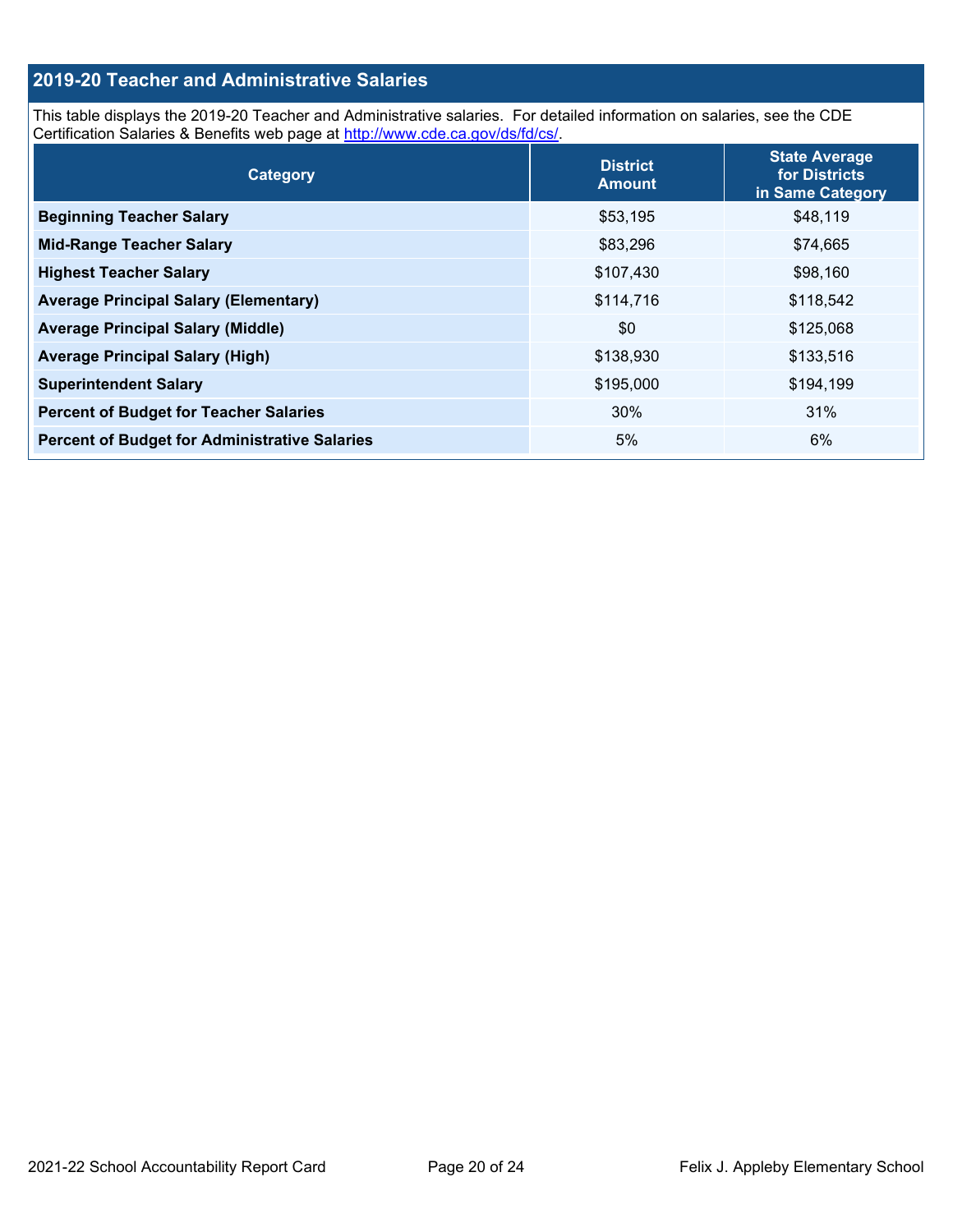## 2019-20 Teacher and Administrative Salaries

This table displays the 2019-20 Teacher and Administrative salaries. For detailed information on salaries, see the CDE Certification Salaries & Benefits web page at http://www.cde.ca.gov/ds/fd/cs/.

| Category | District Amount | State Average for Districts in Same Category |
|---|---|---|
| **Beginning Teacher Salary** | $53,195 | $48,119 |
| **Mid-Range Teacher Salary** | $83,296 | $74,665 |
| **Highest Teacher Salary** | $107,430 | $98,160 |
| **Average Principal Salary (Elementary)** | $114,716 | $118,542 |
| **Average Principal Salary (Middle)** | $0 | $125,068 |
| **Average Principal Salary (High)** | $138,930 | $133,516 |
| **Superintendent Salary** | $195,000 | $194,199 |
| **Percent of Budget for Teacher Salaries** | 30% | 31% |
| **Percent of Budget for Administrative Salaries** | 5% | 6% |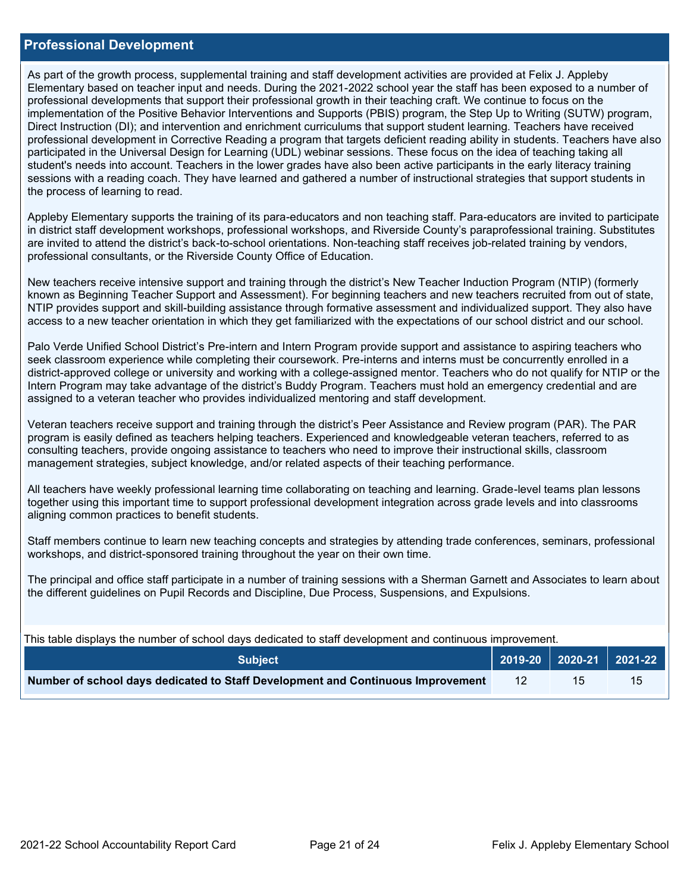## Professional Development

As part of the growth process, supplemental training and staff development activities are provided at Felix J. Appleby Elementary based on teacher input and needs. During the 2021-2022 school year the staff has been exposed to a number of professional developments that support their professional growth in their teaching craft. We continue to focus on the implementation of the Positive Behavior Interventions and Supports (PBIS) program, the Step Up to Writing (SUTW) program, Direct Instruction (DI); and intervention and enrichment curriculums that support student learning. Teachers have received professional development in Corrective Reading a program that targets deficient reading ability in students. Teachers have also participated in the Universal Design for Learning (UDL) webinar sessions. These focus on the idea of teaching taking all student's needs into account. Teachers in the lower grades have also been active participants in the early literacy training sessions with a reading coach. They have learned and gathered a number of instructional strategies that support students in the process of learning to read.

Appleby Elementary supports the training of its para-educators and non teaching staff. Para-educators are invited to participate in district staff development workshops, professional workshops, and Riverside County's paraprofessional training. Substitutes are invited to attend the district's back-to-school orientations. Non-teaching staff receives job-related training by vendors, professional consultants, or the Riverside County Office of Education.

New teachers receive intensive support and training through the district's New Teacher Induction Program (NTIP) (formerly known as Beginning Teacher Support and Assessment). For beginning teachers and new teachers recruited from out of state, NTIP provides support and skill-building assistance through formative assessment and individualized support. They also have access to a new teacher orientation in which they get familiarized with the expectations of our school district and our school.

Palo Verde Unified School District's Pre-intern and Intern Program provide support and assistance to aspiring teachers who seek classroom experience while completing their coursework. Pre-interns and interns must be concurrently enrolled in a district-approved college or university and working with a college-assigned mentor. Teachers who do not qualify for NTIP or the Intern Program may take advantage of the district's Buddy Program. Teachers must hold an emergency credential and are assigned to a veteran teacher who provides individualized mentoring and staff development.

Veteran teachers receive support and training through the district's Peer Assistance and Review program (PAR). The PAR program is easily defined as teachers helping teachers. Experienced and knowledgeable veteran teachers, referred to as consulting teachers, provide ongoing assistance to teachers who need to improve their instructional skills, classroom management strategies, subject knowledge, and/or related aspects of their teaching performance.

All teachers have weekly professional learning time collaborating on teaching and learning. Grade-level teams plan lessons together using this important time to support professional development integration across grade levels and into classrooms aligning common practices to benefit students.

Staff members continue to learn new teaching concepts and strategies by attending trade conferences, seminars, professional workshops, and district-sponsored training throughout the year on their own time.

The principal and office staff participate in a number of training sessions with a Sherman Garnett and Associates to learn about the different guidelines on Pupil Records and Discipline, Due Process, Suspensions, and Expulsions.

This table displays the number of school days dedicated to staff development and continuous improvement.

| Subject | 2019-20 | 2020-21 | 2021-22 |
|---|---|---|---|
| **Number of school days dedicated to Staff Development and Continuous Improvement** | 12 | 15 | 15 |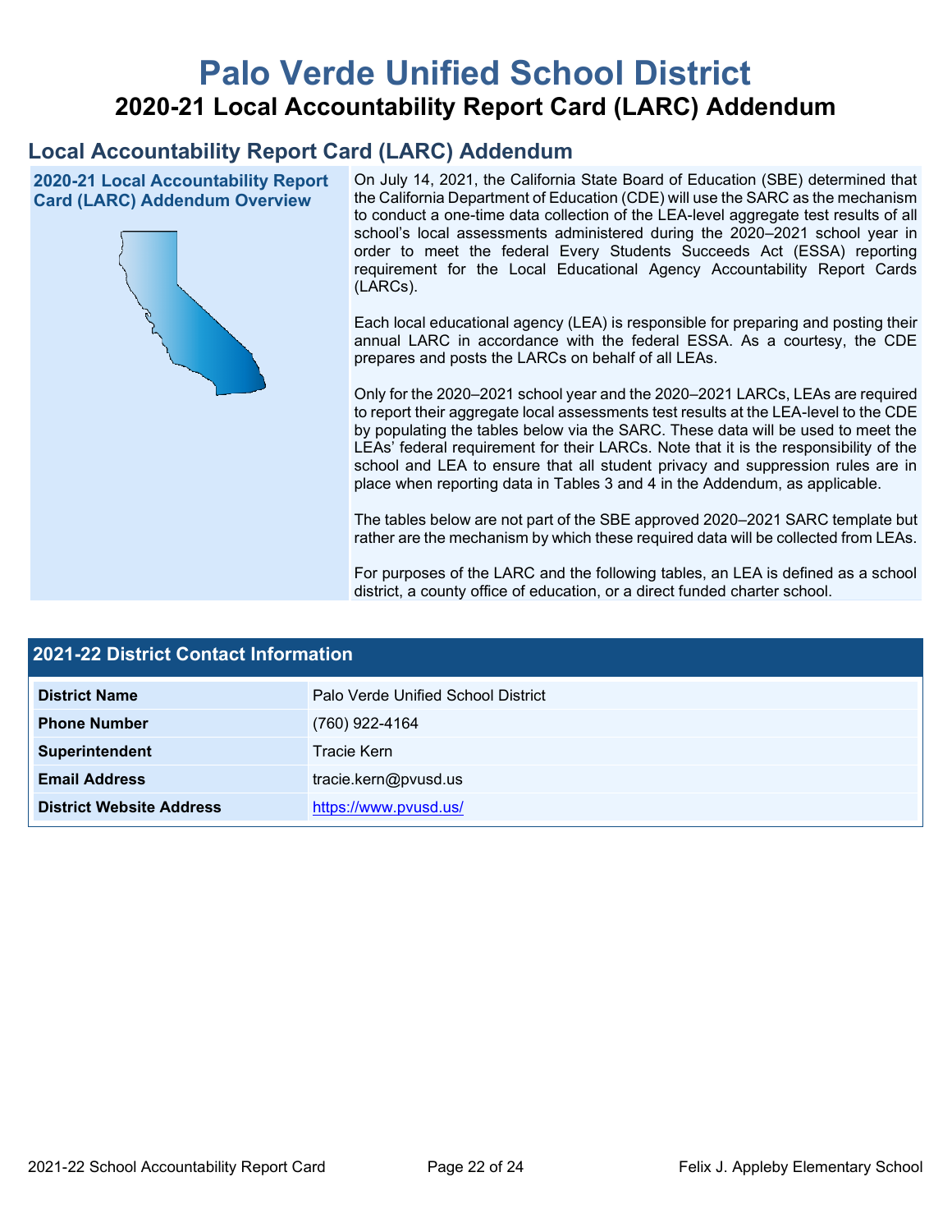# Palo Verde Unified School District

## 2020-21 Local Accountability Report Card (LARC) Addendum

## Local Accountability Report Card (LARC) Addendum

### 2020-21 Local Accountability Report Card (LARC) Addendum Overview

On July 14, 2021, the California State Board of Education (SBE) determined that the California Department of Education (CDE) will use the SARC as the mechanism to conduct a one-time data collection of the LEA-level aggregate test results of all school's local assessments administered during the 2020–2021 school year in order to meet the federal Every Students Succeeds Act (ESSA) reporting requirement for the Local Educational Agency Accountability Report Cards (LARCs).

Each local educational agency (LEA) is responsible for preparing and posting their annual LARC in accordance with the federal ESSA. As a courtesy, the CDE prepares and posts the LARCs on behalf of all LEAs.

Only for the 2020–2021 school year and the 2020–2021 LARCs, LEAs are required to report their aggregate local assessments test results at the LEA-level to the CDE by populating the tables below via the SARC. These data will be used to meet the LEAs' federal requirement for their LARCs. Note that it is the responsibility of the school and LEA to ensure that all student privacy and suppression rules are in place when reporting data in Tables 3 and 4 in the Addendum, as applicable.

The tables below are not part of the SBE approved 2020–2021 SARC template but rather are the mechanism by which these required data will be collected from LEAs.

For purposes of the LARC and the following tables, an LEA is defined as a school district, a county office of education, or a direct funded charter school.

### 2021-22 District Contact Information

| Field | Value |
|---|---|
| **District Name** | Palo Verde Unified School District |
| **Phone Number** | (760) 922-4164 |
| **Superintendent** | Tracie Kern |
| **Email Address** | tracie.kern@pvusd.us |
| **District Website Address** | https://www.pvusd.us/ |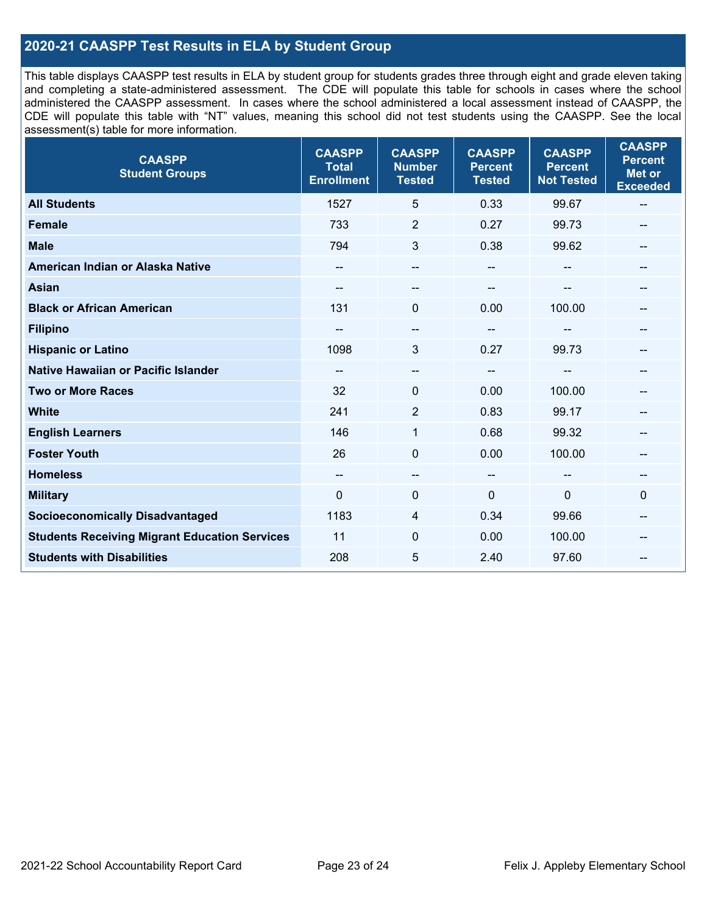## 2020-21 CAASPP Test Results in ELA by Student Group

This table displays CAASPP test results in ELA by student group for students grades three through eight and grade eleven taking and completing a state-administered assessment. The CDE will populate this table for schools in cases where the school administered the CAASPP assessment. In cases where the school administered a local assessment instead of CAASPP, the CDE will populate this table with "NT" values, meaning this school did not test students using the CAASPP. See the local assessment(s) table for more information.

| CAASPP Student Groups | CAASPP Total Enrollment | CAASPP Number Tested | CAASPP Percent Tested | CAASPP Percent Not Tested | CAASPP Percent Met or Exceeded |
|---|---|---|---|---|---|
| **All Students** | 1527 | 5 | 0.33 | 99.67 | -- |
| **Female** | 733 | 2 | 0.27 | 99.73 | -- |
| **Male** | 794 | 3 | 0.38 | 99.62 | -- |
| **American Indian or Alaska Native** | -- | -- | -- | -- | -- |
| **Asian** | -- | -- | -- | -- | -- |
| **Black or African American** | 131 | 0 | 0.00 | 100.00 | -- |
| **Filipino** | -- | -- | -- | -- | -- |
| **Hispanic or Latino** | 1098 | 3 | 0.27 | 99.73 | -- |
| **Native Hawaiian or Pacific Islander** | -- | -- | -- | -- | -- |
| **Two or More Races** | 32 | 0 | 0.00 | 100.00 | -- |
| **White** | 241 | 2 | 0.83 | 99.17 | -- |
| **English Learners** | 146 | 1 | 0.68 | 99.32 | -- |
| **Foster Youth** | 26 | 0 | 0.00 | 100.00 | -- |
| **Homeless** | -- | -- | -- | -- | -- |
| **Military** | 0 | 0 | 0 | 0 | 0 |
| **Socioeconomically Disadvantaged** | 1183 | 4 | 0.34 | 99.66 | -- |
| **Students Receiving Migrant Education Services** | 11 | 0 | 0.00 | 100.00 | -- |
| **Students with Disabilities** | 208 | 5 | 2.40 | 97.60 | -- |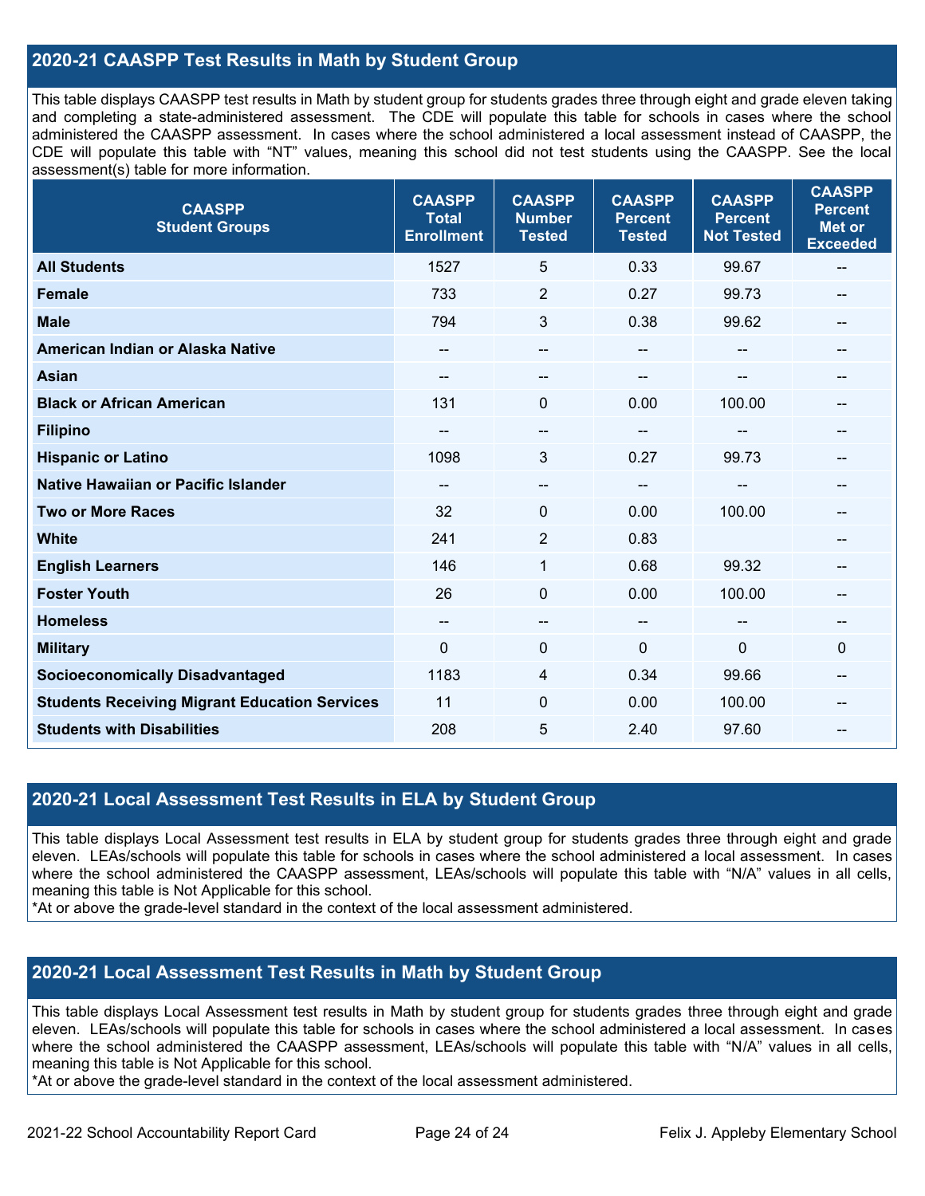## 2020-21 CAASPP Test Results in Math by Student Group

This table displays CAASPP test results in Math by student group for students grades three through eight and grade eleven taking and completing a state-administered assessment. The CDE will populate this table for schools in cases where the school administered the CAASPP assessment. In cases where the school administered a local assessment instead of CAASPP, the CDE will populate this table with "NT" values, meaning this school did not test students using the CAASPP. See the local assessment(s) table for more information.

| CAASPP Student Groups | CAASPP Total Enrollment | CAASPP Number Tested | CAASPP Percent Tested | CAASPP Percent Not Tested | CAASPP Percent Met or Exceeded |
|---|---|---|---|---|---|
| **All Students** | 1527 | 5 | 0.33 | 99.67 | -- |
| **Female** | 733 | 2 | 0.27 | 99.73 | -- |
| **Male** | 794 | 3 | 0.38 | 99.62 | -- |
| **American Indian or Alaska Native** | -- | -- | -- | -- | -- |
| **Asian** | -- | -- | -- | -- | -- |
| **Black or African American** | 131 | 0 | 0.00 | 100.00 | -- |
| **Filipino** | -- | -- | -- | -- | -- |
| **Hispanic or Latino** | 1098 | 3 | 0.27 | 99.73 | -- |
| **Native Hawaiian or Pacific Islander** | -- | -- | -- | -- | -- |
| **Two or More Races** | 32 | 0 | 0.00 | 100.00 | -- |
| **White** | 241 | 2 | 0.83 | | -- |
| **English Learners** | 146 | 1 | 0.68 | 99.32 | -- |
| **Foster Youth** | 26 | 0 | 0.00 | 100.00 | -- |
| **Homeless** | -- | -- | -- | -- | -- |
| **Military** | 0 | 0 | 0 | 0 | 0 |
| **Socioeconomically Disadvantaged** | 1183 | 4 | 0.34 | 99.66 | -- |
| **Students Receiving Migrant Education Services** | 11 | 0 | 0.00 | 100.00 | -- |
| **Students with Disabilities** | 208 | 5 | 2.40 | 97.60 | -- |

## 2020-21 Local Assessment Test Results in ELA by Student Group

This table displays Local Assessment test results in ELA by student group for students grades three through eight and grade eleven. LEAs/schools will populate this table for schools in cases where the school administered a local assessment. In cases where the school administered the CAASPP assessment, LEAs/schools will populate this table with "N/A" values in all cells, meaning this table is Not Applicable for this school.

*At or above the grade-level standard in the context of the local assessment administered.

## 2020-21 Local Assessment Test Results in Math by Student Group

This table displays Local Assessment test results in Math by student group for students grades three through eight and grade eleven. LEAs/schools will populate this table for schools in cases where the school administered a local assessment. In cases where the school administered the CAASPP assessment, LEAs/schools will populate this table with "N/A" values in all cells, meaning this table is Not Applicable for this school.

*At or above the grade-level standard in the context of the local assessment administered.